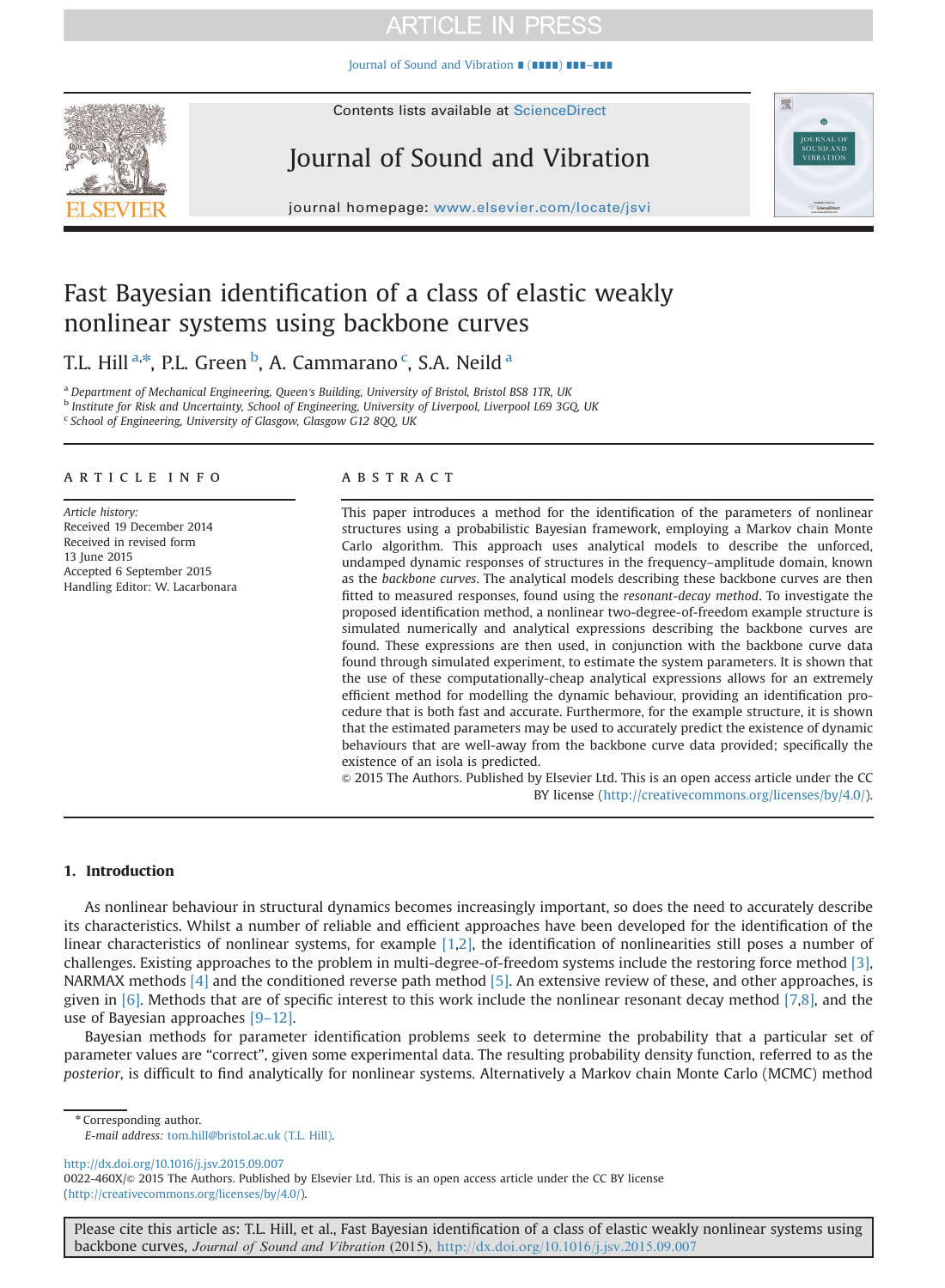# Fast Bayesian identification of a class of elastic weakly nonlinear systems using backbone curves

T.L. Hill [a,*], P.L. Green [b], A. Cammarano [c], S.A. Neild [a]

[a] Department of Mechanical Engineering, Queen's Building, University of Bristol, Bristol BS8 1TR, UK
[b] Institute for Risk and Uncertainty, School of Engineering, University of Liverpool, Liverpool L69 3GQ, UK
[c] School of Engineering, University of Glasgow, Glasgow G12 8QQ, UK

## ARTICLE INFO

*Article history:*
Received 19 December 2014
Received in revised form
13 June 2015
Accepted 6 September 2015
Handling Editor: W. Lacarbonara

## ABSTRACT

This paper introduces a method for the identification of the parameters of nonlinear structures using a probabilistic Bayesian framework, employing a Markov chain Monte Carlo algorithm. This approach uses analytical models to describe the unforced, undamped dynamic responses of structures in the frequency–amplitude domain, known as the *backbone curves*. The analytical models describing these backbone curves are then fitted to measured responses, found using the *resonant-decay method*. To investigate the proposed identification method, a nonlinear two-degree-of-freedom example structure is simulated numerically and analytical expressions describing the backbone curves are found. These expressions are then used, in conjunction with the backbone curve data found through simulated experiment, to estimate the system parameters. It is shown that the use of these computationally-cheap analytical expressions allows for an extremely efficient method for modelling the dynamic behaviour, providing an identification procedure that is both fast and accurate. Furthermore, for the example structure, it is shown that the estimated parameters may be used to accurately predict the existence of dynamic behaviours that are well-away from the backbone curve data provided; specifically the existence of an isola is predicted.

© 2015 The Authors. Published by Elsevier Ltd. This is an open access article under the CC BY license (http://creativecommons.org/licenses/by/4.0/).

## 1. Introduction

As nonlinear behaviour in structural dynamics becomes increasingly important, so does the need to accurately describe its characteristics. Whilst a number of reliable and efficient approaches have been developed for the identification of the linear characteristics of nonlinear systems, for example [1,2], the identification of nonlinearities still poses a number of challenges. Existing approaches to the problem in multi-degree-of-freedom systems include the restoring force method [3], NARMAX methods [4] and the conditioned reverse path method [5]. An extensive review of these, and other approaches, is given in [6]. Methods that are of specific interest to this work include the nonlinear resonant decay method [7,8], and the use of Bayesian approaches [9–12].

Bayesian methods for parameter identification problems seek to determine the probability that a particular set of parameter values are "correct", given some experimental data. The resulting probability density function, referred to as the *posterior*, is difficult to find analytically for nonlinear systems. Alternatively a Markov chain Monte Carlo (MCMC) method

* Corresponding author.
*E-mail address:* tom.hill@bristol.ac.uk (T.L. Hill).

http://dx.doi.org/10.1016/j.jsv.2015.09.007
0022-460X/© 2015 The Authors. Published by Elsevier Ltd. This is an open access article under the CC BY license (http://creativecommons.org/licenses/by/4.0/).

Please cite this article as: T.L. Hill, et al., Fast Bayesian identification of a class of elastic weakly nonlinear systems using backbone curves, *Journal of Sound and Vibration* (2015), http://dx.doi.org/10.1016/j.jsv.2015.09.007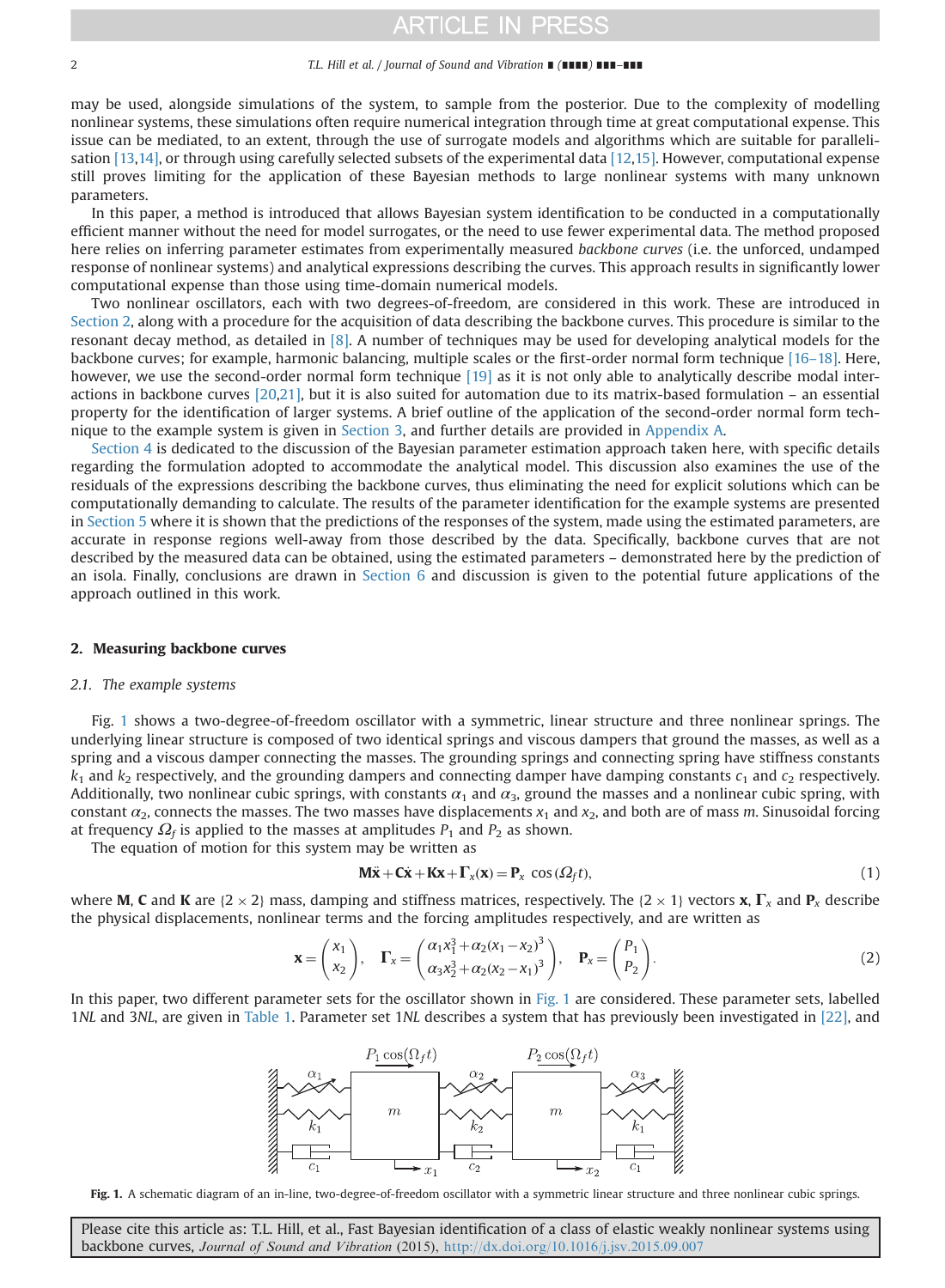may be used, alongside simulations of the system, to sample from the posterior. Due to the complexity of modelling nonlinear systems, these simulations often require numerical integration through time at great computational expense. This issue can be mediated, to an extent, through the use of surrogate models and algorithms which are suitable for parallelisation [13,14], or through using carefully selected subsets of the experimental data [12,15]. However, computational expense still proves limiting for the application of these Bayesian methods to large nonlinear systems with many unknown parameters.

In this paper, a method is introduced that allows Bayesian system identification to be conducted in a computationally efficient manner without the need for model surrogates, or the need to use fewer experimental data. The method proposed here relies on inferring parameter estimates from experimentally measured *backbone curves* (i.e. the unforced, undamped response of nonlinear systems) and analytical expressions describing the curves. This approach results in significantly lower computational expense than those using time-domain numerical models.

Two nonlinear oscillators, each with two degrees-of-freedom, are considered in this work. These are introduced in Section 2, along with a procedure for the acquisition of data describing the backbone curves. This procedure is similar to the resonant decay method, as detailed in [8]. A number of techniques may be used for developing analytical models for the backbone curves; for example, harmonic balancing, multiple scales or the first-order normal form technique [16–18]. Here, however, we use the second-order normal form technique [19] as it is not only able to analytically describe modal interactions in backbone curves [20,21], but it is also suited for automation due to its matrix-based formulation – an essential property for the identification of larger systems. A brief outline of the application of the second-order normal form technique to the example system is given in Section 3, and further details are provided in Appendix A.

Section 4 is dedicated to the discussion of the Bayesian parameter estimation approach taken here, with specific details regarding the formulation adopted to accommodate the analytical model. This discussion also examines the use of the residuals of the expressions describing the backbone curves, thus eliminating the need for explicit solutions which can be computationally demanding to calculate. The results of the parameter identification for the example systems are presented in Section 5 where it is shown that the predictions of the responses of the system, made using the estimated parameters, are accurate in response regions well-away from those described by the data. Specifically, backbone curves that are not described by the measured data can be obtained, using the estimated parameters – demonstrated here by the prediction of an isola. Finally, conclusions are drawn in Section 6 and discussion is given to the potential future applications of the approach outlined in this work.

## 2. Measuring backbone curves

### 2.1. The example systems

Fig. 1 shows a two-degree-of-freedom oscillator with a symmetric, linear structure and three nonlinear springs. The underlying linear structure is composed of two identical springs and viscous dampers that ground the masses, as well as a spring and a viscous damper connecting the masses. The grounding springs and connecting spring have stiffness constants $k_1$ and $k_2$ respectively, and the grounding dampers and connecting damper have damping constants $c_1$ and $c_2$ respectively. Additionally, two nonlinear cubic springs, with constants $\alpha_1$ and $\alpha_3$, ground the masses and a nonlinear cubic spring, with constant $\alpha_2$, connects the masses. The two masses have displacements $x_1$ and $x_2$, and both are of mass $m$. Sinusoidal forcing at frequency $\Omega_f$ is applied to the masses at amplitudes $P_1$ and $P_2$ as shown.

The equation of motion for this system may be written as

$$\mathbf{M}\ddot{\mathbf{x}} + \mathbf{C}\dot{\mathbf{x}} + \mathbf{K}\mathbf{x} + \boldsymbol{\Gamma}_x(\mathbf{x}) = \mathbf{P}_x \cos(\Omega_f t), \tag{1}$$

where $\mathbf{M}$, $\mathbf{C}$ and $\mathbf{K}$ are $\{2 \times 2\}$ mass, damping and stiffness matrices, respectively. The $\{2 \times 1\}$ vectors $\mathbf{x}$, $\boldsymbol{\Gamma}_x$ and $\mathbf{P}_x$ describe the physical displacements, nonlinear terms and the forcing amplitudes respectively, and are written as

$$\mathbf{x} = \begin{pmatrix} x_1 \\ x_2 \end{pmatrix}, \quad \boldsymbol{\Gamma}_x = \begin{pmatrix} \alpha_1 x_1^3 + \alpha_2 (x_1 - x_2)^3 \\ \alpha_3 x_2^3 + \alpha_2 (x_2 - x_1)^3 \end{pmatrix}, \quad \mathbf{P}_x = \begin{pmatrix} P_1 \\ P_2 \end{pmatrix}. \tag{2}$$

In this paper, two different parameter sets for the oscillator shown in Fig. 1 are considered. These parameter sets, labelled 1*NL* and 3*NL*, are given in Table 1. Parameter set 1*NL* describes a system that has previously been investigated in [22], and

Fig. 1. A schematic diagram of an in-line, two-degree-of-freedom oscillator with a symmetric linear structure and three nonlinear cubic springs.

Please cite this article as: T.L. Hill, et al., Fast Bayesian identification of a class of elastic weakly nonlinear systems using backbone curves, *Journal of Sound and Vibration* (2015), http://dx.doi.org/10.1016/j.jsv.2015.09.007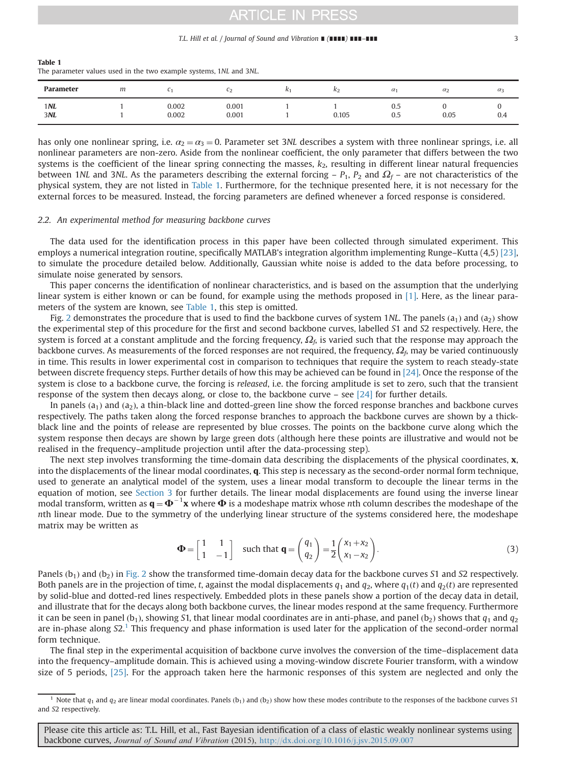**Table 1**
The parameter values used in the two example systems, 1*NL* and 3*NL*.

| Parameter | $m$ | $c_1$ | $c_2$ | $k_1$ | $k_2$ | $\alpha_1$ | $\alpha_2$ | $\alpha_3$ |
|---|---|---|---|---|---|---|---|---|
| 1***NL*** | 1 | 0.002 | 0.001 | 1 | 1 | 0.5 | 0 | 0 |
| 3***NL*** | 1 | 0.002 | 0.001 | 1 | 0.105 | 0.5 | 0.05 | 0.4 |

has only one nonlinear spring, i.e. $\alpha_2 = \alpha_3 = 0$. Parameter set 3*NL* describes a system with three nonlinear springs, i.e. all nonlinear parameters are non-zero. Aside from the nonlinear coefficient, the only parameter that differs between the two systems is the coefficient of the linear spring connecting the masses, $k_2$, resulting in different linear natural frequencies between 1*NL* and 3*NL*. As the parameters describing the external forcing – $P_1$, $P_2$ and $\Omega_f$ – are not characteristics of the physical system, they are not listed in Table 1. Furthermore, for the technique presented here, it is not necessary for the external forces to be measured. Instead, the forcing parameters are defined whenever a forced response is considered.

### 2.2. An experimental method for measuring backbone curves

The data used for the identification process in this paper have been collected through simulated experiment. This employs a numerical integration routine, specifically MATLAB's integration algorithm implementing Runge–Kutta (4,5) [23], to simulate the procedure detailed below. Additionally, Gaussian white noise is added to the data before processing, to simulate noise generated by sensors.

This paper concerns the identification of nonlinear characteristics, and is based on the assumption that the underlying linear system is either known or can be found, for example using the methods proposed in [1]. Here, as the linear parameters of the system are known, see Table 1, this step is omitted.

Fig. 2 demonstrates the procedure that is used to find the backbone curves of system 1*NL*. The panels ($a_1$) and ($a_2$) show the experimental step of this procedure for the first and second backbone curves, labelled *S*1 and *S*2 respectively. Here, the system is forced at a constant amplitude and the forcing frequency, $\Omega_f$, is varied such that the response may approach the backbone curves. As measurements of the forced responses are not required, the frequency, $\Omega_f$, may be varied continuously in time. This results in lower experimental cost in comparison to techniques that require the system to reach steady-state between discrete frequency steps. Further details of how this may be achieved can be found in [24]. Once the response of the system is close to a backbone curve, the forcing is *released*, i.e. the forcing amplitude is set to zero, such that the transient response of the system then decays along, or close to, the backbone curve – see [24] for further details.

In panels ($a_1$) and ($a_2$), a thin-black line and dotted-green line show the forced response branches and backbone curves respectively. The paths taken along the forced response branches to approach the backbone curves are shown by a thick-black line and the points of release are represented by blue crosses. The points on the backbone curve along which the system response then decays are shown by large green dots (although here these points are illustrative and would not be realised in the frequency–amplitude projection until after the data-processing step).

The next step involves transforming the time-domain data describing the displacements of the physical coordinates, $\mathbf{x}$, into the displacements of the linear modal coordinates, $\mathbf{q}$. This step is necessary as the second-order normal form technique, used to generate an analytical model of the system, uses a linear modal transform to decouple the linear terms in the equation of motion, see Section 3 for further details. The linear modal displacements are found using the inverse linear modal transform, written as $\mathbf{q} = \mathbf{\Phi}^{-1}\mathbf{x}$ where $\mathbf{\Phi}$ is a modeshape matrix whose *n*th column describes the modeshape of the *n*th linear mode. Due to the symmetry of the underlying linear structure of the systems considered here, the modeshape matrix may be written as

$$\mathbf{\Phi} = \begin{bmatrix} 1 & 1 \\ 1 & -1 \end{bmatrix} \quad \text{such that } \mathbf{q} = \begin{pmatrix} q_1 \\ q_2 \end{pmatrix} = \frac{1}{2}\begin{pmatrix} x_1 + x_2 \\ x_1 - x_2 \end{pmatrix}. \tag{3}$$

Panels ($b_1$) and ($b_2$) in Fig. 2 show the transformed time-domain decay data for the backbone curves *S*1 and *S*2 respectively. Both panels are in the projection of time, $t$, against the modal displacements $q_1$ and $q_2$, where $q_1(t)$ and $q_2(t)$ are represented by solid-blue and dotted-red lines respectively. Embedded plots in these panels show a portion of the decay data in detail, and illustrate that for the decays along both backbone curves, the linear modes respond at the same frequency. Furthermore it can be seen in panel ($b_1$), showing *S*1, that linear modal coordinates are in anti-phase, and panel ($b_2$) shows that $q_1$ and $q_2$ are in-phase along *S*2.[1] This frequency and phase information is used later for the application of the second-order normal form technique.

The final step in the experimental acquisition of backbone curve involves the conversion of the time–displacement data into the frequency–amplitude domain. This is achieved using a moving-window discrete Fourier transform, with a window size of 5 periods, [25]. For the approach taken here the harmonic responses of this system are neglected and only the

[1] Note that $q_1$ and $q_2$ are linear modal coordinates. Panels ($b_1$) and ($b_2$) show how these modes contribute to the responses of the backbone curves *S*1 and *S*2 respectively.

Please cite this article as: T.L. Hill, et al., Fast Bayesian identification of a class of elastic weakly nonlinear systems using backbone curves, *Journal of Sound and Vibration* (2015), http://dx.doi.org/10.1016/j.jsv.2015.09.007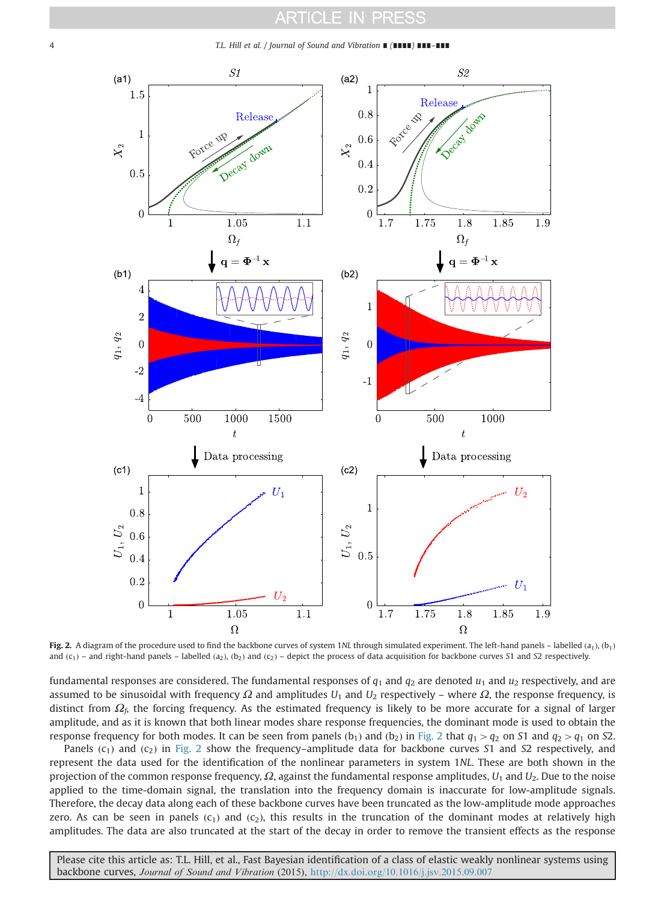**Fig. 2.** A diagram of the procedure used to find the backbone curves of system 1*NL* through simulated experiment. The left-hand panels – labelled (a$_1$), (b$_1$) and (c$_1$) – and right-hand panels – labelled (a$_2$), (b$_2$) and (c$_2$) – depict the process of data acquisition for backbone curves *S*1 and *S*2 respectively.

fundamental responses are considered. The fundamental responses of $q_1$ and $q_2$ are denoted $u_1$ and $u_2$ respectively, and are assumed to be sinusoidal with frequency $\Omega$ and amplitudes $U_1$ and $U_2$ respectively – where $\Omega$, the response frequency, is distinct from $\Omega_f$, the forcing frequency. As the estimated frequency is likely to be more accurate for a signal of larger amplitude, and as it is known that both linear modes share response frequencies, the dominant mode is used to obtain the response frequency for both modes. It can be seen from panels (b$_1$) and (b$_2$) in Fig. 2 that $q_1 > q_2$ on *S*1 and $q_2 > q_1$ on *S*2.

Panels (c$_1$) and (c$_2$) in Fig. 2 show the frequency–amplitude data for backbone curves *S*1 and *S*2 respectively, and represent the data used for the identification of the nonlinear parameters in system 1*NL*. These are both shown in the projection of the common response frequency, $\Omega$, against the fundamental response amplitudes, $U_1$ and $U_2$. Due to the noise applied to the time-domain signal, the translation into the frequency domain is inaccurate for low-amplitude signals. Therefore, the decay data along each of these backbone curves have been truncated as the low-amplitude mode approaches zero. As can be seen in panels (c$_1$) and (c$_2$), this results in the truncation of the dominant modes at relatively high amplitudes. The data are also truncated at the start of the decay in order to remove the transient effects as the response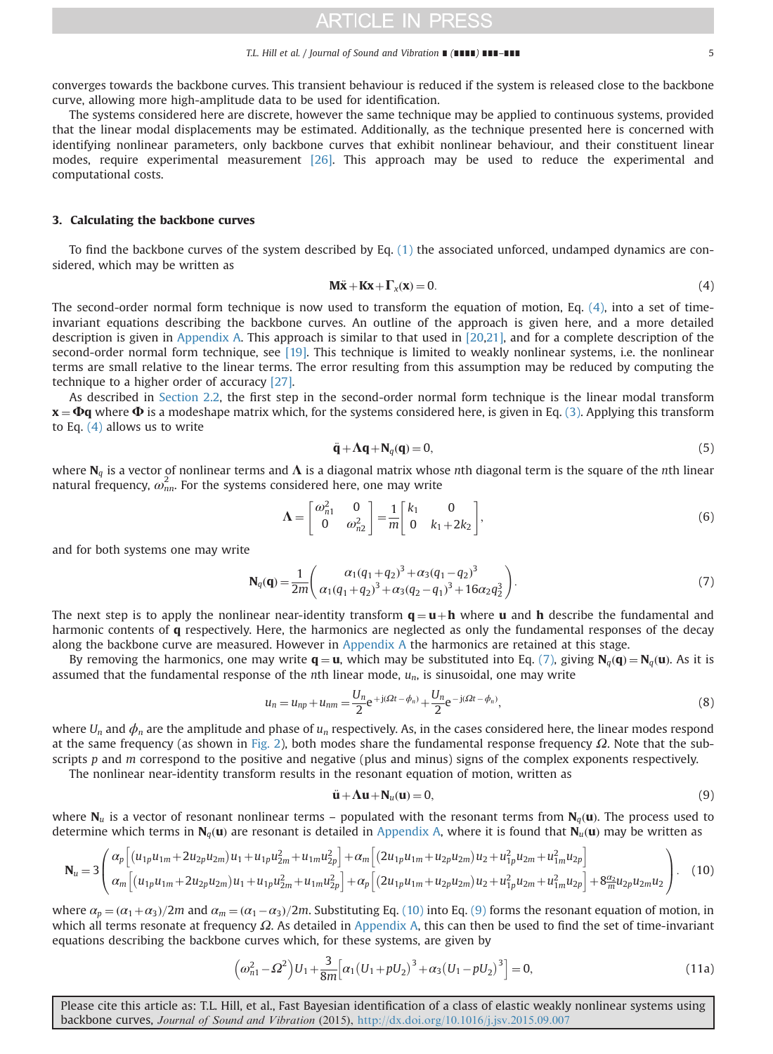converges towards the backbone curves. This transient behaviour is reduced if the system is released close to the backbone curve, allowing more high-amplitude data to be used for identification.

The systems considered here are discrete, however the same technique may be applied to continuous systems, provided that the linear modal displacements may be estimated. Additionally, as the technique presented here is concerned with identifying nonlinear parameters, only backbone curves that exhibit nonlinear behaviour, and their constituent linear modes, require experimental measurement [26]. This approach may be used to reduce the experimental and computational costs.

## 3. Calculating the backbone curves

To find the backbone curves of the system described by Eq. (1) the associated unforced, undamped dynamics are considered, which may be written as

$$\mathbf{M}\ddot{\mathbf{x}} + \mathbf{K}\mathbf{x} + \mathbf{\Gamma}_x(\mathbf{x}) = 0. \tag{4}$$

The second-order normal form technique is now used to transform the equation of motion, Eq. (4), into a set of time-invariant equations describing the backbone curves. An outline of the approach is given here, and a more detailed description is given in Appendix A. This approach is similar to that used in [20,21], and for a complete description of the second-order normal form technique, see [19]. This technique is limited to weakly nonlinear systems, i.e. the nonlinear terms are small relative to the linear terms. The error resulting from this assumption may be reduced by computing the technique to a higher order of accuracy [27].

As described in Section 2.2, the first step in the second-order normal form technique is the linear modal transform $\mathbf{x} = \mathbf{\Phi}\mathbf{q}$ where $\mathbf{\Phi}$ is a modeshape matrix which, for the systems considered here, is given in Eq. (3). Applying this transform to Eq. (4) allows us to write

$$\ddot{\mathbf{q}} + \mathbf{\Lambda}\mathbf{q} + \mathbf{N}_q(\mathbf{q}) = 0, \tag{5}$$

where $\mathbf{N}_q$ is a vector of nonlinear terms and $\mathbf{\Lambda}$ is a diagonal matrix whose $n$th diagonal term is the square of the $n$th linear natural frequency, $\omega_{nn}^2$. For the systems considered here, one may write

$$\mathbf{\Lambda} = \begin{bmatrix} \omega_{n1}^2 & 0 \\ 0 & \omega_{n2}^2 \end{bmatrix} = \frac{1}{m}\begin{bmatrix} k_1 & 0 \\ 0 & k_1 + 2k_2 \end{bmatrix}, \tag{6}$$

and for both systems one may write

$$\mathbf{N}_q(\mathbf{q}) = \frac{1}{2m}\begin{pmatrix} \alpha_1(q_1+q_2)^3 + \alpha_3(q_1-q_2)^3 \\ \alpha_1(q_1+q_2)^3 + \alpha_3(q_2-q_1)^3 + 16\alpha_2 q_2^3 \end{pmatrix}. \tag{7}$$

The next step is to apply the nonlinear near-identity transform $\mathbf{q} = \mathbf{u} + \mathbf{h}$ where $\mathbf{u}$ and $\mathbf{h}$ describe the fundamental and harmonic contents of $\mathbf{q}$ respectively. Here, the harmonics are neglected as only the fundamental responses of the decay along the backbone curve are measured. However in Appendix A the harmonics are retained at this stage.

By removing the harmonics, one may write $\mathbf{q} = \mathbf{u}$, which may be substituted into Eq. (7), giving $\mathbf{N}_q(\mathbf{q}) = \mathbf{N}_q(\mathbf{u})$. As it is assumed that the fundamental response of the $n$th linear mode, $u_n$, is sinusoidal, one may write

$$u_n = u_{np} + u_{nm} = \frac{U_n}{2}\mathrm{e}^{+\mathrm{j}(\Omega t - \phi_n)} + \frac{U_n}{2}\mathrm{e}^{-\mathrm{j}(\Omega t - \phi_n)}, \tag{8}$$

where $U_n$ and $\phi_n$ are the amplitude and phase of $u_n$ respectively. As, in the cases considered here, the linear modes respond at the same frequency (as shown in Fig. 2), both modes share the fundamental response frequency $\Omega$. Note that the subscripts $p$ and $m$ correspond to the positive and negative (plus and minus) signs of the complex exponents respectively.

The nonlinear near-identity transform results in the resonant equation of motion, written as

$$\ddot{\mathbf{u}} + \mathbf{\Lambda}\mathbf{u} + \mathbf{N}_u(\mathbf{u}) = 0, \tag{9}$$

where $\mathbf{N}_u$ is a vector of resonant nonlinear terms – populated with the resonant terms from $\mathbf{N}_q(\mathbf{u})$. The process used to determine which terms in $\mathbf{N}_q(\mathbf{u})$ are resonant is detailed in Appendix A, where it is found that $\mathbf{N}_u(\mathbf{u})$ may be written as

$$\mathbf{N}_u = 3\begin{pmatrix} \alpha_p\left[(u_{1p}u_{1m} + 2u_{2p}u_{2m})u_1 + u_{1p}u_{2m}^2 + u_{1m}u_{2p}^2\right] + \alpha_m\left[(2u_{1p}u_{1m} + u_{2p}u_{2m})u_2 + u_{1p}^2u_{2m} + u_{1m}^2u_{2p}\right] \\ \alpha_m\left[(u_{1p}u_{1m} + 2u_{2p}u_{2m})u_1 + u_{1p}u_{2m}^2 + u_{1m}u_{2p}^2\right] + \alpha_p\left[(2u_{1p}u_{1m} + u_{2p}u_{2m})u_2 + u_{1p}^2u_{2m} + u_{1m}^2u_{2p}\right] + 8\frac{\alpha_2}{m}u_{2p}u_{2m}u_2 \end{pmatrix}, \tag{10}$$

where $\alpha_p = (\alpha_1 + \alpha_3)/2m$ and $\alpha_m = (\alpha_1 - \alpha_3)/2m$. Substituting Eq. (10) into Eq. (9) forms the resonant equation of motion, in which all terms resonate at frequency $\Omega$. As detailed in Appendix A, this can then be used to find the set of time-invariant equations describing the backbone curves which, for these systems, are given by

$$\left(\omega_{n1}^2 - \Omega^2\right)U_1 + \frac{3}{8m}\left[\alpha_1(U_1 + pU_2)^3 + \alpha_3(U_1 - pU_2)^3\right] = 0, \tag{11a}$$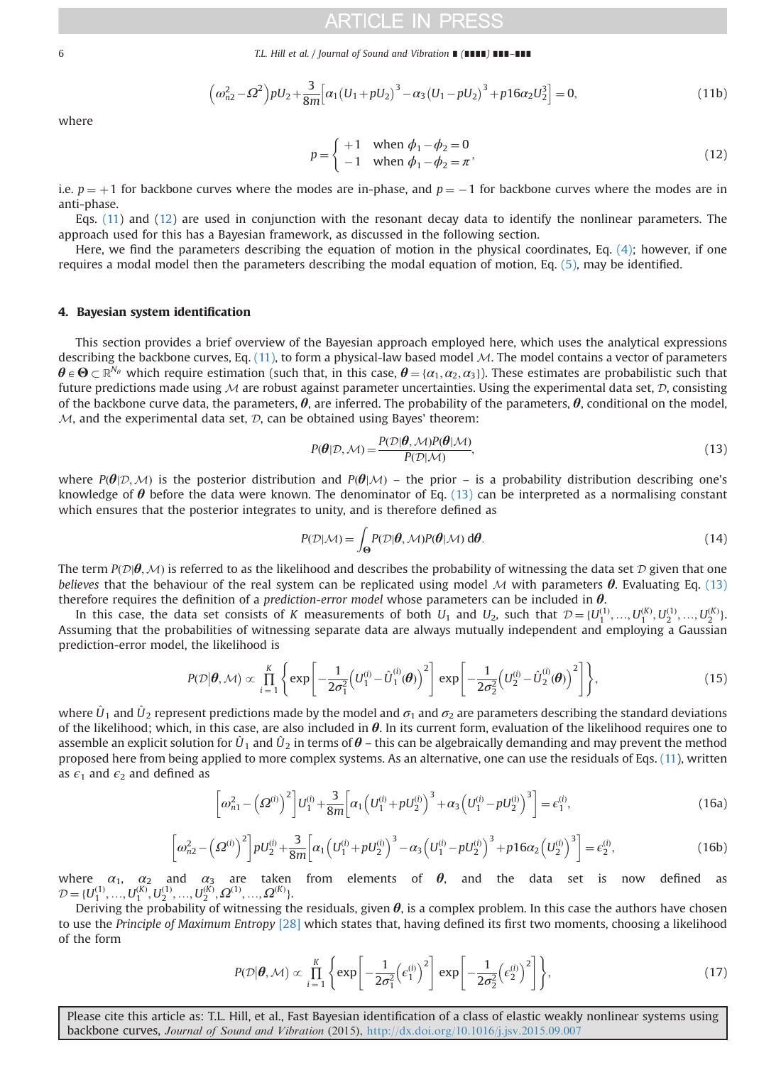$$\left(\omega_{n2}^2 - \Omega^2\right)pU_2 + \frac{3}{8m}\left[\alpha_1\left(U_1 + pU_2\right)^3 - \alpha_3\left(U_1 - pU_2\right)^3 + p16\alpha_2 U_2^3\right] = 0, \tag{11b}$$

where

$$p = \begin{cases} +1 & \text{when } \phi_1 - \phi_2 = 0 \\ -1 & \text{when } \phi_1 - \phi_2 = \pi \end{cases}, \tag{12}$$

i.e. $p = +1$ for backbone curves where the modes are in-phase, and $p = -1$ for backbone curves where the modes are in anti-phase.

Eqs. (11) and (12) are used in conjunction with the resonant decay data to identify the nonlinear parameters. The approach used for this has a Bayesian framework, as discussed in the following section.

Here, we find the parameters describing the equation of motion in the physical coordinates, Eq. (4); however, if one requires a modal model then the parameters describing the modal equation of motion, Eq. (5), may be identified.

## 4. Bayesian system identification

This section provides a brief overview of the Bayesian approach employed here, which uses the analytical expressions describing the backbone curves, Eq. (11), to form a physical-law based model $\mathcal{M}$. The model contains a vector of parameters $\boldsymbol{\theta} \in \boldsymbol{\Theta} \subset \mathbb{R}^{N_\theta}$ which require estimation (such that, in this case, $\boldsymbol{\theta} = \{\alpha_1, \alpha_2, \alpha_3\}$). These estimates are probabilistic such that future predictions made using $\mathcal{M}$ are robust against parameter uncertainties. Using the experimental data set, $\mathcal{D}$, consisting of the backbone curve data, the parameters, $\boldsymbol{\theta}$, are inferred. The probability of the parameters, $\boldsymbol{\theta}$, conditional on the model, $\mathcal{M}$, and the experimental data set, $\mathcal{D}$, can be obtained using Bayes' theorem:

$$P(\boldsymbol{\theta}|\mathcal{D}, \mathcal{M}) = \frac{P(\mathcal{D}|\boldsymbol{\theta}, \mathcal{M})P(\boldsymbol{\theta}|\mathcal{M})}{P(\mathcal{D}|\mathcal{M})}, \tag{13}$$

where $P(\boldsymbol{\theta}|\mathcal{D}, \mathcal{M})$ is the posterior distribution and $P(\boldsymbol{\theta}|\mathcal{M})$ – the prior – is a probability distribution describing one's knowledge of $\boldsymbol{\theta}$ before the data were known. The denominator of Eq. (13) can be interpreted as a normalising constant which ensures that the posterior integrates to unity, and is therefore defined as

$$P(\mathcal{D}|\mathcal{M}) = \int_{\boldsymbol{\Theta}} P(\mathcal{D}|\boldsymbol{\theta}, \mathcal{M})P(\boldsymbol{\theta}|\mathcal{M})\, \mathrm{d}\boldsymbol{\theta}. \tag{14}$$

The term $P(\mathcal{D}|\boldsymbol{\theta}, \mathcal{M})$ is referred to as the likelihood and describes the probability of witnessing the data set $\mathcal{D}$ given that one *believes* that the behaviour of the real system can be replicated using model $\mathcal{M}$ with parameters $\boldsymbol{\theta}$. Evaluating Eq. (13) therefore requires the definition of a *prediction-error model* whose parameters can be included in $\boldsymbol{\theta}$.

In this case, the data set consists of $K$ measurements of both $U_1$ and $U_2$, such that $\mathcal{D} = \{U_1^{(1)}, \ldots, U_1^{(K)}, U_2^{(1)}, \ldots, U_2^{(K)}\}$. Assuming that the probabilities of witnessing separate data are always mutually independent and employing a Gaussian prediction-error model, the likelihood is

$$P(\mathcal{D}|\boldsymbol{\theta}, \mathcal{M}) \propto \prod_{i=1}^{K} \left\{ \exp\left[-\frac{1}{2\sigma_1^2}\left(U_1^{(i)} - \hat{U}_1^{(i)}(\boldsymbol{\theta})\right)^2\right] \exp\left[-\frac{1}{2\sigma_2^2}\left(U_2^{(i)} - \hat{U}_2^{(i)}(\boldsymbol{\theta})\right)^2\right] \right\}, \tag{15}$$

where $\hat{U}_1$ and $\hat{U}_2$ represent predictions made by the model and $\sigma_1$ and $\sigma_2$ are parameters describing the standard deviations of the likelihood; which, in this case, are also included in $\boldsymbol{\theta}$. In its current form, evaluation of the likelihood requires one to assemble an explicit solution for $\hat{U}_1$ and $\hat{U}_2$ in terms of $\boldsymbol{\theta}$ – this can be algebraically demanding and may prevent the method proposed here from being applied to more complex systems. As an alternative, one can use the residuals of Eqs. (11), written as $\epsilon_1$ and $\epsilon_2$ and defined as

$$\left[\omega_{n1}^2 - \left(\Omega^{(i)}\right)^2\right]U_1^{(i)} + \frac{3}{8m}\left[\alpha_1\left(U_1^{(i)} + pU_2^{(i)}\right)^3 + \alpha_3\left(U_1^{(i)} - pU_2^{(i)}\right)^3\right] = \epsilon_1^{(i)}, \tag{16a}$$

$$\left[\omega_{n2}^2 - \left(\Omega^{(i)}\right)^2\right]pU_2^{(i)} + \frac{3}{8m}\left[\alpha_1\left(U_1^{(i)} + pU_2^{(i)}\right)^3 - \alpha_3\left(U_1^{(i)} - pU_2^{(i)}\right)^3 + p16\alpha_2\left(U_2^{(i)}\right)^3\right] = \epsilon_2^{(i)}, \tag{16b}$$

where $\alpha_1$, $\alpha_2$ and $\alpha_3$ are taken from elements of $\boldsymbol{\theta}$, and the data set is now defined as $\mathcal{D} = \{U_1^{(1)}, \ldots, U_1^{(K)}, U_2^{(1)}, \ldots, U_2^{(K)}, \Omega^{(1)}, \ldots, \Omega^{(K)}\}$.

Deriving the probability of witnessing the residuals, given $\boldsymbol{\theta}$, is a complex problem. In this case the authors have chosen to use the *Principle of Maximum Entropy* [28] which states that, having defined its first two moments, choosing a likelihood of the form

$$P(\mathcal{D}|\boldsymbol{\theta}, \mathcal{M}) \propto \prod_{i=1}^{K} \left\{ \exp\left[-\frac{1}{2\sigma_1^2}\left(\epsilon_1^{(i)}\right)^2\right] \exp\left[-\frac{1}{2\sigma_2^2}\left(\epsilon_2^{(i)}\right)^2\right] \right\}, \tag{17}$$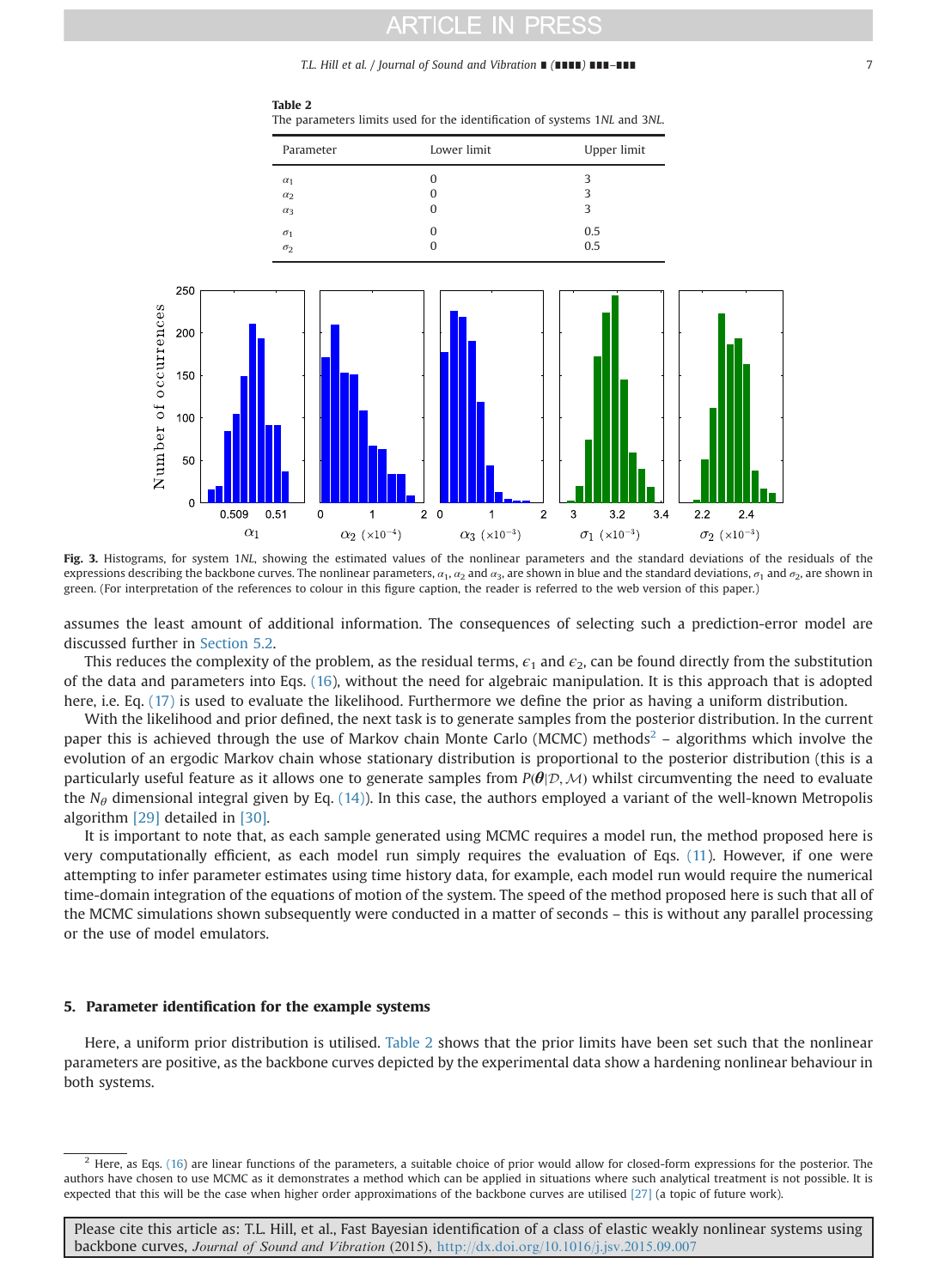**Table 2**
The parameters limits used for the identification of systems 1*NL* and 3*NL*.

| Parameter | Lower limit | Upper limit |
|---|---|---|
| $\alpha_1$ | 0 | 3 |
| $\alpha_2$ | 0 | 3 |
| $\alpha_3$ | 0 | 3 |
| $\sigma_1$ | 0 | 0.5 |
| $\sigma_2$ | 0 | 0.5 |

**Fig. 3.** Histograms, for system 1*NL*, showing the estimated values of the nonlinear parameters and the standard deviations of the residuals of the expressions describing the backbone curves. The nonlinear parameters, $\alpha_1$, $\alpha_2$ and $\alpha_3$, are shown in blue and the standard deviations, $\sigma_1$ and $\sigma_2$, are shown in green. (For interpretation of the references to colour in this figure caption, the reader is referred to the web version of this paper.)

assumes the least amount of additional information. The consequences of selecting such a prediction-error model are discussed further in Section 5.2.

This reduces the complexity of the problem, as the residual terms, $\epsilon_1$ and $\epsilon_2$, can be found directly from the substitution of the data and parameters into Eqs. (16), without the need for algebraic manipulation. It is this approach that is adopted here, i.e. Eq. (17) is used to evaluate the likelihood. Furthermore we define the prior as having a uniform distribution.

With the likelihood and prior defined, the next task is to generate samples from the posterior distribution. In the current paper this is achieved through the use of Markov chain Monte Carlo (MCMC) methods[2] – algorithms which involve the evolution of an ergodic Markov chain whose stationary distribution is proportional to the posterior distribution (this is a particularly useful feature as it allows one to generate samples from $P(\boldsymbol{\theta}|\mathcal{D},\mathcal{M})$ whilst circumventing the need to evaluate the $N_\theta$ dimensional integral given by Eq. (14)). In this case, the authors employed a variant of the well-known Metropolis algorithm [29] detailed in [30].

It is important to note that, as each sample generated using MCMC requires a model run, the method proposed here is very computationally efficient, as each model run simply requires the evaluation of Eqs. (11). However, if one were attempting to infer parameter estimates using time history data, for example, each model run would require the numerical time-domain integration of the equations of motion of the system. The speed of the method proposed here is such that all of the MCMC simulations shown subsequently were conducted in a matter of seconds – this is without any parallel processing or the use of model emulators.

## 5. Parameter identification for the example systems

Here, a uniform prior distribution is utilised. Table 2 shows that the prior limits have been set such that the nonlinear parameters are positive, as the backbone curves depicted by the experimental data show a hardening nonlinear behaviour in both systems.

[2] Here, as Eqs. (16) are linear functions of the parameters, a suitable choice of prior would allow for closed-form expressions for the posterior. The authors have chosen to use MCMC as it demonstrates a method which can be applied in situations where such analytical treatment is not possible. It is expected that this will be the case when higher order approximations of the backbone curves are utilised [27] (a topic of future work).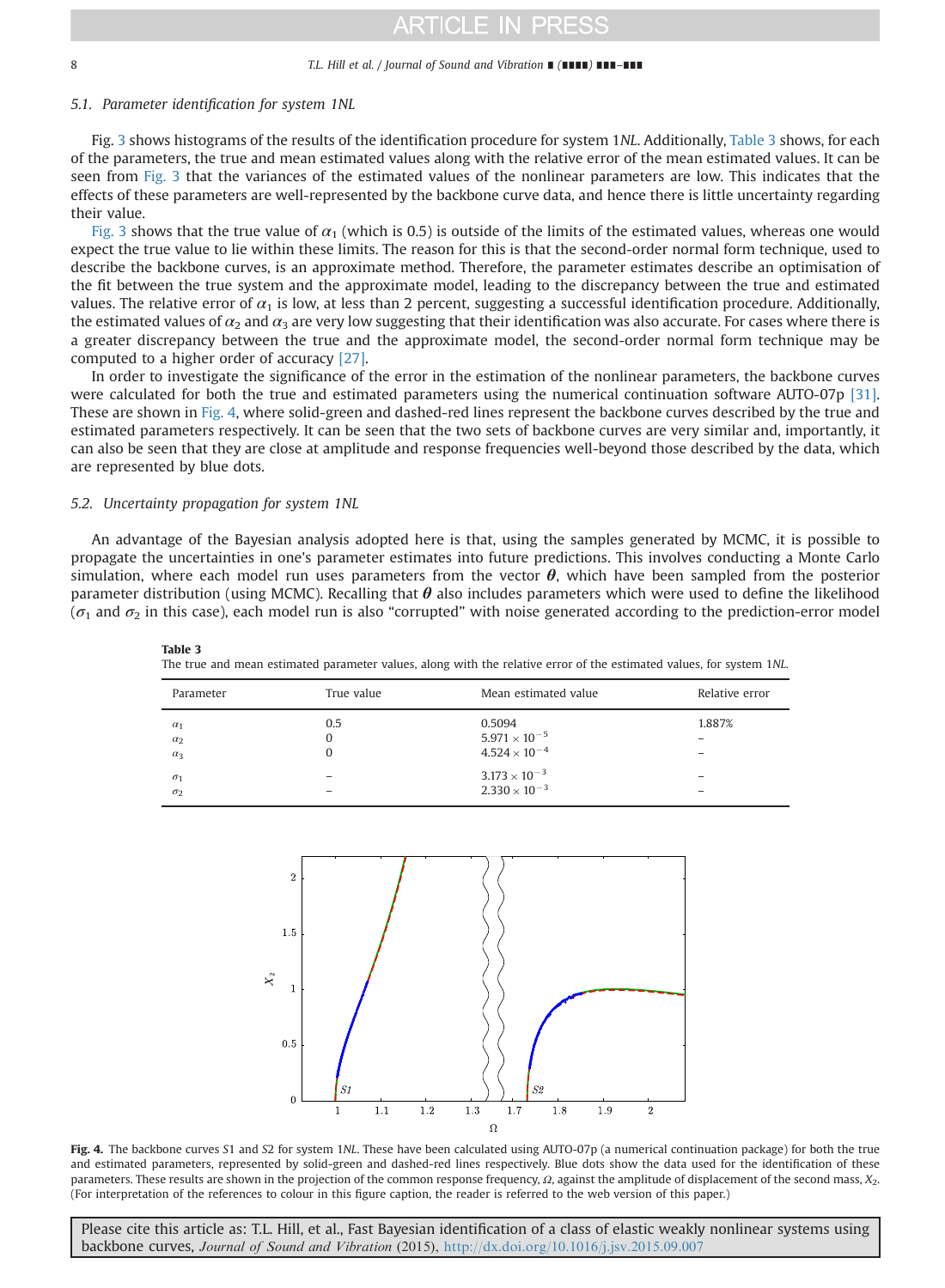### 5.1. Parameter identification for system 1*NL*

Fig. 3 shows histograms of the results of the identification procedure for system 1*NL*. Additionally, Table 3 shows, for each of the parameters, the true and mean estimated values along with the relative error of the mean estimated values. It can be seen from Fig. 3 that the variances of the estimated values of the nonlinear parameters are low. This indicates that the effects of these parameters are well-represented by the backbone curve data, and hence there is little uncertainty regarding their value.

Fig. 3 shows that the true value of $\alpha_1$ (which is 0.5) is outside of the limits of the estimated values, whereas one would expect the true value to lie within these limits. The reason for this is that the second-order normal form technique, used to describe the backbone curves, is an approximate method. Therefore, the parameter estimates describe an optimisation of the fit between the true system and the approximate model, leading to the discrepancy between the true and estimated values. The relative error of $\alpha_1$ is low, at less than 2 percent, suggesting a successful identification procedure. Additionally, the estimated values of $\alpha_2$ and $\alpha_3$ are very low suggesting that their identification was also accurate. For cases where there is a greater discrepancy between the true and the approximate model, the second-order normal form technique may be computed to a higher order of accuracy [27].

In order to investigate the significance of the error in the estimation of the nonlinear parameters, the backbone curves were calculated for both the true and estimated parameters using the numerical continuation software AUTO-07p [31]. These are shown in Fig. 4, where solid-green and dashed-red lines represent the backbone curves described by the true and estimated parameters respectively. It can be seen that the two sets of backbone curves are very similar and, importantly, it can also be seen that they are close at amplitude and response frequencies well-beyond those described by the data, which are represented by blue dots.

### 5.2. Uncertainty propagation for system 1*NL*

An advantage of the Bayesian analysis adopted here is that, using the samples generated by MCMC, it is possible to propagate the uncertainties in one's parameter estimates into future predictions. This involves conducting a Monte Carlo simulation, where each model run uses parameters from the vector $\boldsymbol{\theta}$, which have been sampled from the posterior parameter distribution (using MCMC). Recalling that $\boldsymbol{\theta}$ also includes parameters which were used to define the likelihood ($\sigma_1$ and $\sigma_2$ in this case), each model run is also "corrupted" with noise generated according to the prediction-error model

**Table 3**
The true and mean estimated parameter values, along with the relative error of the estimated values, for system 1*NL*.

| Parameter | True value | Mean estimated value | Relative error |
|---|---|---|---|
| $\alpha_1$ | 0.5 | 0.5094 | 1.887% |
| $\alpha_2$ | 0 | $5.971 \times 10^{-5}$ | – |
| $\alpha_3$ | 0 | $4.524 \times 10^{-4}$ | – |
| $\sigma_1$ | – | $3.173 \times 10^{-3}$ | – |
| $\sigma_2$ | – | $2.330 \times 10^{-3}$ | – |

**Fig. 4.** The backbone curves *S*1 and *S*2 for system 1*NL*. These have been calculated using AUTO-07p (a numerical continuation package) for both the true and estimated parameters, represented by solid-green and dashed-red lines respectively. Blue dots show the data used for the identification of these parameters. These results are shown in the projection of the common response frequency, $\Omega$, against the amplitude of displacement of the second mass, $X_2$. (For interpretation of the references to colour in this figure caption, the reader is referred to the web version of this paper.)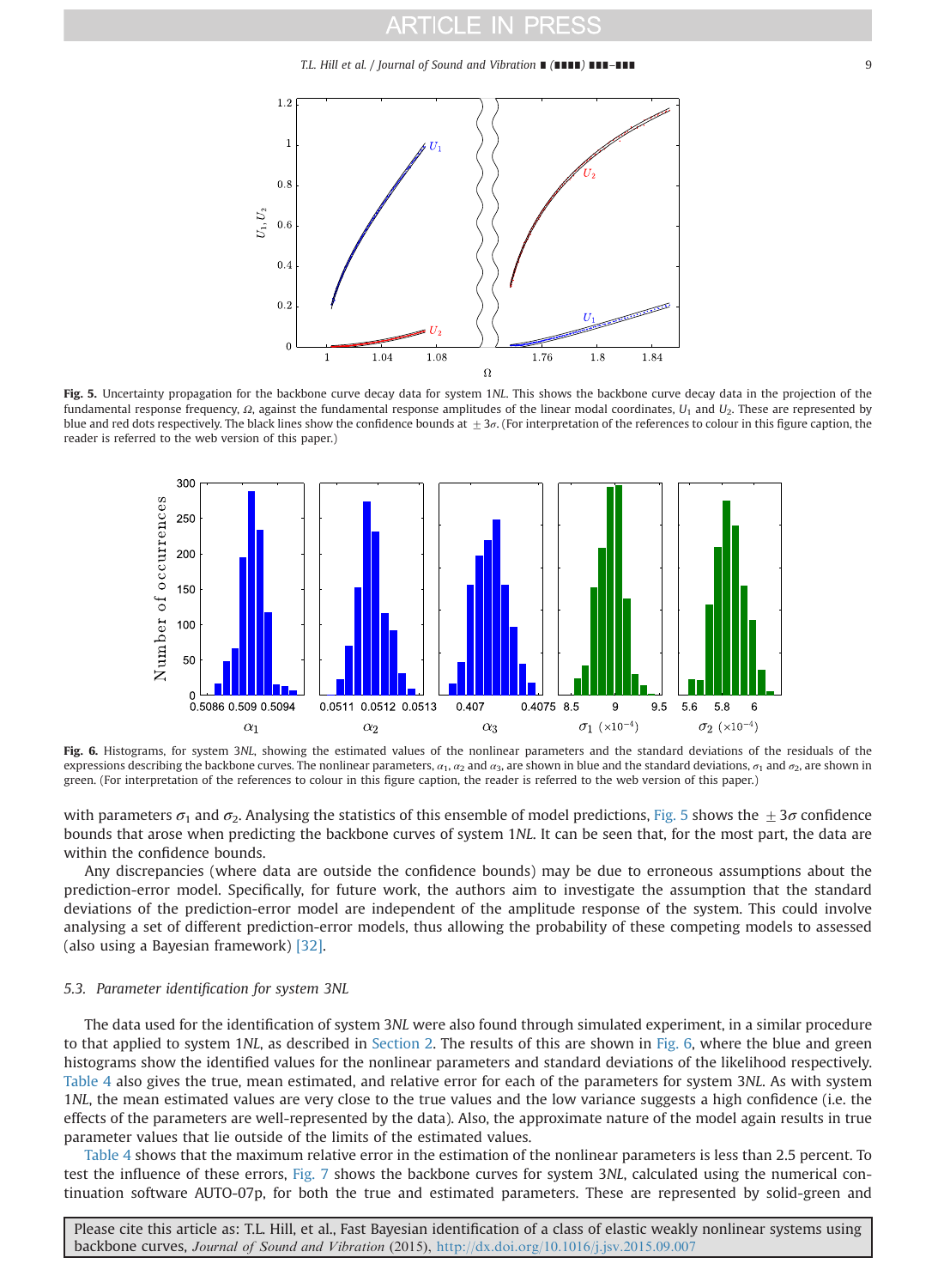**Fig. 5.** Uncertainty propagation for the backbone curve decay data for system 1*NL*. This shows the backbone curve decay data in the projection of the fundamental response frequency, $\Omega$, against the fundamental response amplitudes of the linear modal coordinates, $U_1$ and $U_2$. These are represented by blue and red dots respectively. The black lines show the confidence bounds at $\pm 3\sigma$. (For interpretation of the references to colour in this figure caption, the reader is referred to the web version of this paper.)

**Fig. 6.** Histograms, for system 3*NL*, showing the estimated values of the nonlinear parameters and the standard deviations of the residuals of the expressions describing the backbone curves. The nonlinear parameters, $\alpha_1$, $\alpha_2$ and $\alpha_3$, are shown in blue and the standard deviations, $\sigma_1$ and $\sigma_2$, are shown in green. (For interpretation of the references to colour in this figure caption, the reader is referred to the web version of this paper.)

with parameters $\sigma_1$ and $\sigma_2$. Analysing the statistics of this ensemble of model predictions, Fig. 5 shows the $\pm 3\sigma$ confidence bounds that arose when predicting the backbone curves of system 1*NL*. It can be seen that, for the most part, the data are within the confidence bounds.

Any discrepancies (where data are outside the confidence bounds) may be due to erroneous assumptions about the prediction-error model. Specifically, for future work, the authors aim to investigate the assumption that the standard deviations of the prediction-error model are independent of the amplitude response of the system. This could involve analysing a set of different prediction-error models, thus allowing the probability of these competing models to assessed (also using a Bayesian framework) [32].

### 5.3. Parameter identification for system 3*NL*

The data used for the identification of system 3*NL* were also found through simulated experiment, in a similar procedure to that applied to system 1*NL*, as described in Section 2. The results of this are shown in Fig. 6, where the blue and green histograms show the identified values for the nonlinear parameters and standard deviations of the likelihood respectively. Table 4 also gives the true, mean estimated, and relative error for each of the parameters for system 3*NL*. As with system 1*NL*, the mean estimated values are very close to the true values and the low variance suggests a high confidence (i.e. the effects of the parameters are well-represented by the data). Also, the approximate nature of the model again results in true parameter values that lie outside of the limits of the estimated values.

Table 4 shows that the maximum relative error in the estimation of the nonlinear parameters is less than 2.5 percent. To test the influence of these errors, Fig. 7 shows the backbone curves for system 3*NL*, calculated using the numerical continuation software AUTO-07p, for both the true and estimated parameters. These are represented by solid-green and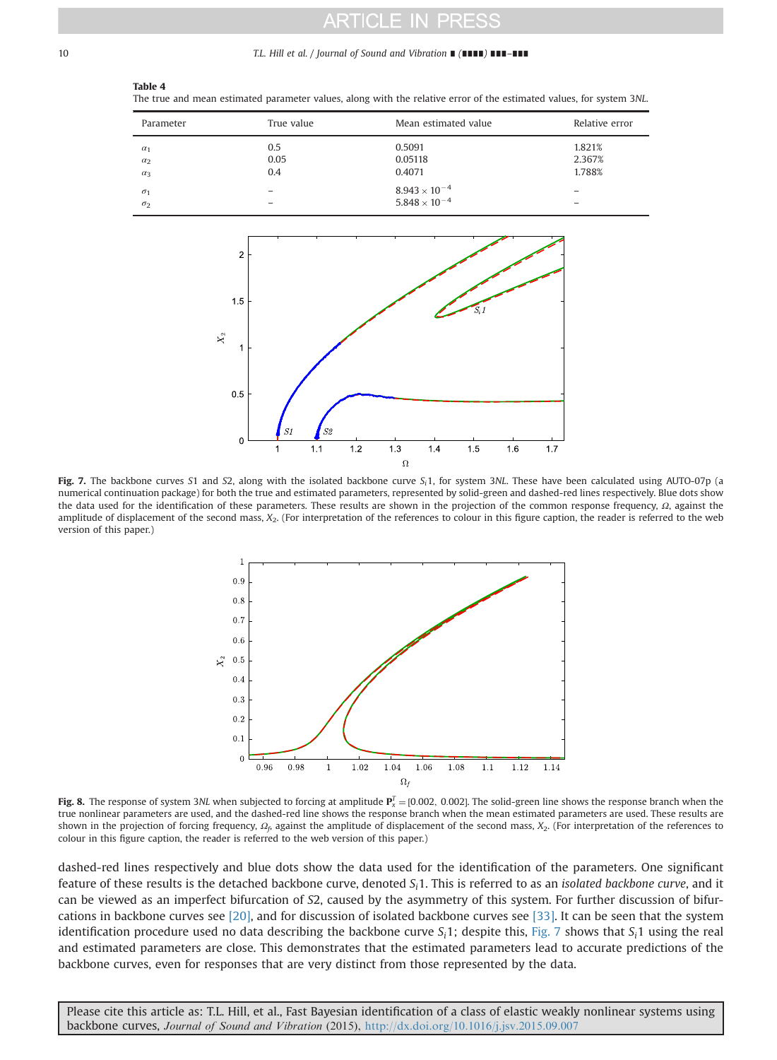**Table 4**
The true and mean estimated parameter values, along with the relative error of the estimated values, for system 3*NL*.

| Parameter | True value | Mean estimated value | Relative error |
|---|---|---|---|
| $\alpha_1$ | 0.5 | 0.5091 | 1.821% |
| $\alpha_2$ | 0.05 | 0.05118 | 2.367% |
| $\alpha_3$ | 0.4 | 0.4071 | 1.788% |
| $\sigma_1$ | – | $8.943\times10^{-4}$ | – |
| $\sigma_2$ | – | $5.848\times10^{-4}$ | – |

**Fig. 7.** The backbone curves *S*1 and *S*2, along with the isolated backbone curve $S_i1$, for system 3*NL*. These have been calculated using AUTO-07p (a numerical continuation package) for both the true and estimated parameters, represented by solid-green and dashed-red lines respectively. Blue dots show the data used for the identification of these parameters. These results are shown in the projection of the common response frequency, $\Omega$, against the amplitude of displacement of the second mass, $X_2$. (For interpretation of the references to colour in this figure caption, the reader is referred to the web version of this paper.)

**Fig. 8.** The response of system 3*NL* when subjected to forcing at amplitude $\mathbf{P}_x^T=[0.002,\ 0.002]$. The solid-green line shows the response branch when the true nonlinear parameters are used, and the dashed-red line shows the response branch when the mean estimated parameters are used. These results are shown in the projection of forcing frequency, $\Omega_f$, against the amplitude of displacement of the second mass, $X_2$. (For interpretation of the references to colour in this figure caption, the reader is referred to the web version of this paper.)

dashed-red lines respectively and blue dots show the data used for the identification of the parameters. One significant feature of these results is the detached backbone curve, denoted $S_i1$. This is referred to as an *isolated backbone curve*, and it can be viewed as an imperfect bifurcation of *S*2, caused by the asymmetry of this system. For further discussion of bifurcations in backbone curves see [20], and for discussion of isolated backbone curves see [33]. It can be seen that the system identification procedure used no data describing the backbone curve $S_i1$; despite this, Fig. 7 shows that $S_i1$ using the real and estimated parameters are close. This demonstrates that the estimated parameters lead to accurate predictions of the backbone curves, even for responses that are very distinct from those represented by the data.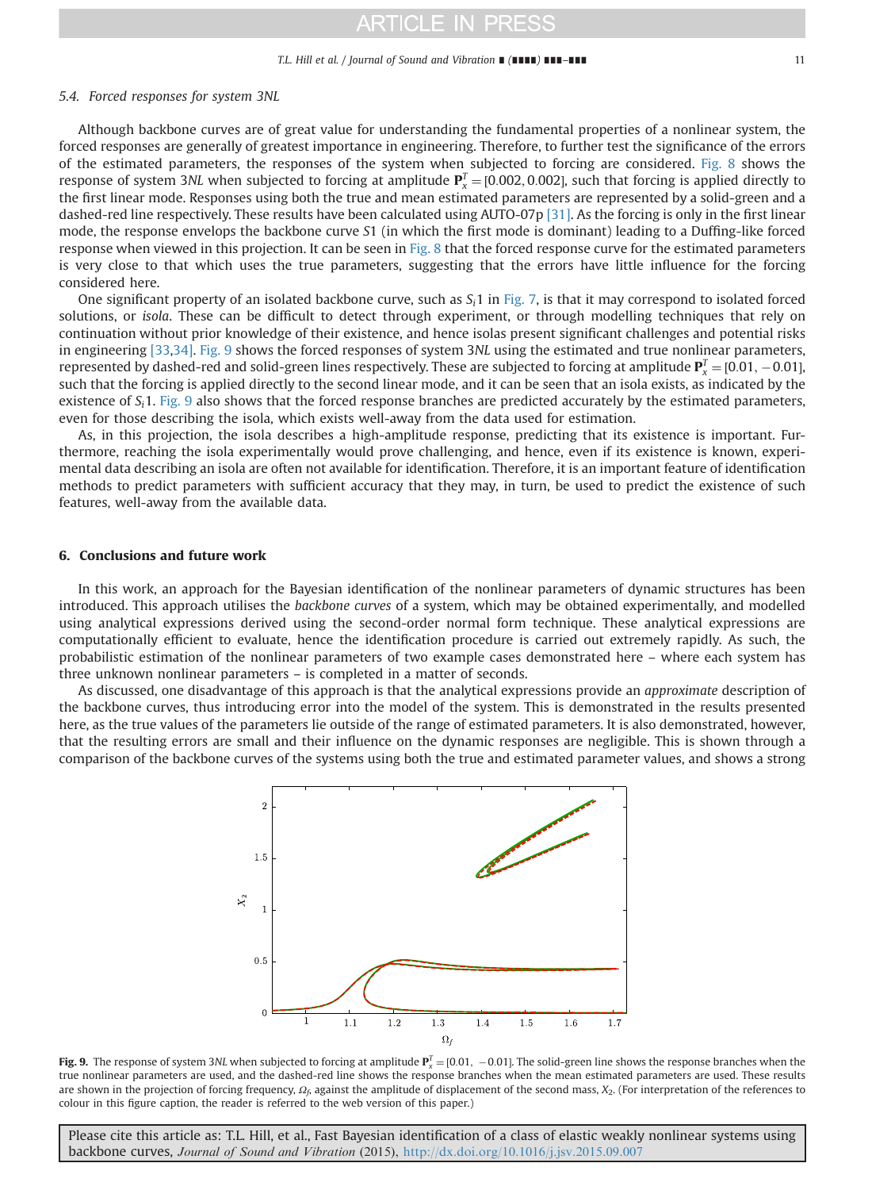### 5.4. Forced responses for system 3*NL*

Although backbone curves are of great value for understanding the fundamental properties of a nonlinear system, the forced responses are generally of greatest importance in engineering. Therefore, to further test the significance of the errors of the estimated parameters, the responses of the system when subjected to forcing are considered. Fig. 8 shows the response of system 3*NL* when subjected to forcing at amplitude $\mathbf{P}_x^T = [0.002, 0.002]$, such that forcing is applied directly to the first linear mode. Responses using both the true and mean estimated parameters are represented by a solid-green and a dashed-red line respectively. These results have been calculated using AUTO-07p [31]. As the forcing is only in the first linear mode, the response envelops the backbone curve *S*1 (in which the first mode is dominant) leading to a Duffing-like forced response when viewed in this projection. It can be seen in Fig. 8 that the forced response curve for the estimated parameters is very close to that which uses the true parameters, suggesting that the errors have little influence for the forcing considered here.

One significant property of an isolated backbone curve, such as $S_i1$ in Fig. 7, is that it may correspond to isolated forced solutions, or *isola*. These can be difficult to detect through experiment, or through modelling techniques that rely on continuation without prior knowledge of their existence, and hence isolas present significant challenges and potential risks in engineering [33,34]. Fig. 9 shows the forced responses of system 3*NL* using the estimated and true nonlinear parameters, represented by dashed-red and solid-green lines respectively. These are subjected to forcing at amplitude $\mathbf{P}_x^T = [0.01, -0.01]$, such that the forcing is applied directly to the second linear mode, and it can be seen that an isola exists, as indicated by the existence of $S_i1$. Fig. 9 also shows that the forced response branches are predicted accurately by the estimated parameters, even for those describing the isola, which exists well-away from the data used for estimation.

As, in this projection, the isola describes a high-amplitude response, predicting that its existence is important. Furthermore, reaching the isola experimentally would prove challenging, and hence, even if its existence is known, experimental data describing an isola are often not available for identification. Therefore, it is an important feature of identification methods to predict parameters with sufficient accuracy that they may, in turn, be used to predict the existence of such features, well-away from the available data.

## 6. Conclusions and future work

In this work, an approach for the Bayesian identification of the nonlinear parameters of dynamic structures has been introduced. This approach utilises the *backbone curves* of a system, which may be obtained experimentally, and modelled using analytical expressions derived using the second-order normal form technique. These analytical expressions are computationally efficient to evaluate, hence the identification procedure is carried out extremely rapidly. As such, the probabilistic estimation of the nonlinear parameters of two example cases demonstrated here – where each system has three unknown nonlinear parameters – is completed in a matter of seconds.

As discussed, one disadvantage of this approach is that the analytical expressions provide an *approximate* description of the backbone curves, thus introducing error into the model of the system. This is demonstrated in the results presented here, as the true values of the parameters lie outside of the range of estimated parameters. It is also demonstrated, however, that the resulting errors are small and their influence on the dynamic responses are negligible. This is shown through a comparison of the backbone curves of the systems using both the true and estimated parameter values, and shows a strong

**Fig. 9.** The response of system 3*NL* when subjected to forcing at amplitude $\mathbf{P}_x^T = [0.01, -0.01]$. The solid-green line shows the response branches when the true nonlinear parameters are used, and the dashed-red line shows the response branches when the mean estimated parameters are used. These results are shown in the projection of forcing frequency, $\Omega_f$, against the amplitude of displacement of the second mass, $X_2$. (For interpretation of the references to colour in this figure caption, the reader is referred to the web version of this paper.)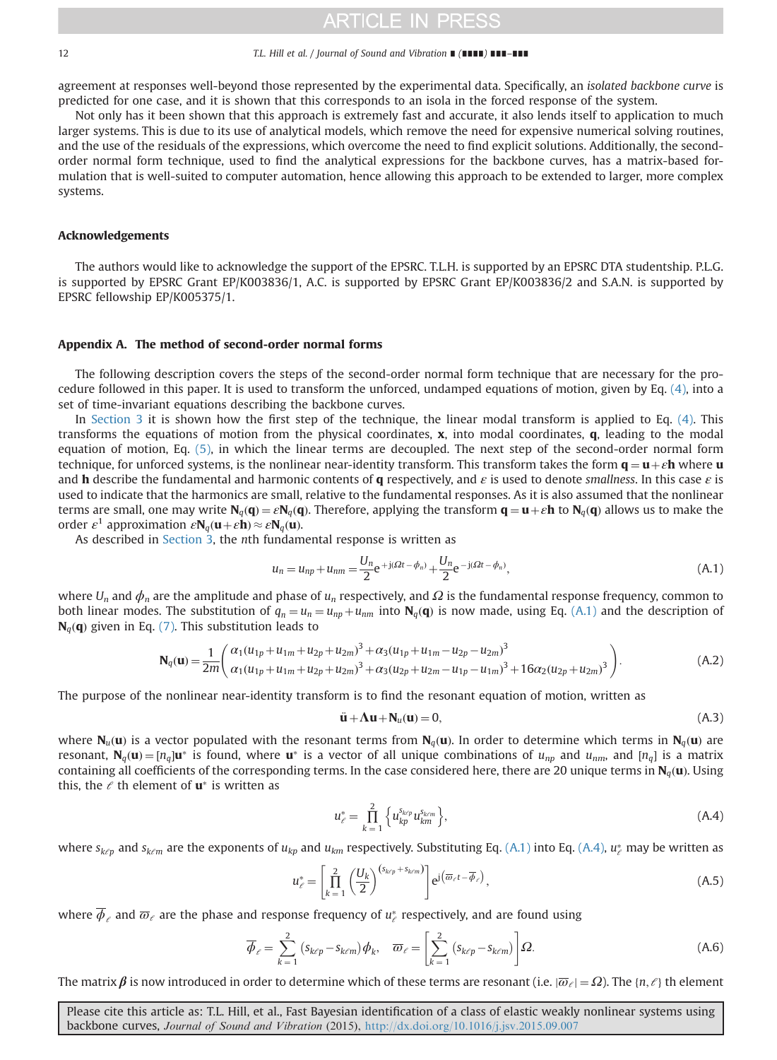agreement at responses well-beyond those represented by the experimental data. Specifically, an *isolated backbone curve* is predicted for one case, and it is shown that this corresponds to an isola in the forced response of the system.

Not only has it been shown that this approach is extremely fast and accurate, it also lends itself to application to much larger systems. This is due to its use of analytical models, which remove the need for expensive numerical solving routines, and the use of the residuals of the expressions, which overcome the need to find explicit solutions. Additionally, the second-order normal form technique, used to find the analytical expressions for the backbone curves, has a matrix-based formulation that is well-suited to computer automation, hence allowing this approach to be extended to larger, more complex systems.

## Acknowledgements

The authors would like to acknowledge the support of the EPSRC. T.L.H. is supported by an EPSRC DTA studentship. P.L.G. is supported by EPSRC Grant EP/K003836/1, A.C. is supported by EPSRC Grant EP/K003836/2 and S.A.N. is supported by EPSRC fellowship EP/K005375/1.

## Appendix A. The method of second-order normal forms

The following description covers the steps of the second-order normal form technique that are necessary for the procedure followed in this paper. It is used to transform the unforced, undamped equations of motion, given by Eq. (4), into a set of time-invariant equations describing the backbone curves.

In Section 3 it is shown how the first step of the technique, the linear modal transform is applied to Eq. (4). This transforms the equations of motion from the physical coordinates, $\mathbf{x}$, into modal coordinates, $\mathbf{q}$, leading to the modal equation of motion, Eq. (5), in which the linear terms are decoupled. The next step of the second-order normal form technique, for unforced systems, is the nonlinear near-identity transform. This transform takes the form $\mathbf{q} = \mathbf{u} + \varepsilon \mathbf{h}$ where $\mathbf{u}$ and $\mathbf{h}$ describe the fundamental and harmonic contents of $\mathbf{q}$ respectively, and $\varepsilon$ is used to denote *smallness*. In this case $\varepsilon$ is used to indicate that the harmonics are small, relative to the fundamental responses. As it is also assumed that the nonlinear terms are small, one may write $\mathbf{N}_q(\mathbf{q}) = \varepsilon \mathbf{N}_q(\mathbf{q})$. Therefore, applying the transform $\mathbf{q} = \mathbf{u} + \varepsilon \mathbf{h}$ to $\mathbf{N}_q(\mathbf{q})$ allows us to make the order $\varepsilon^1$ approximation $\varepsilon \mathbf{N}_q(\mathbf{u} + \varepsilon \mathbf{h}) \approx \varepsilon \mathbf{N}_q(\mathbf{u})$.

As described in Section 3, the $n$th fundamental response is written as

$$u_n = u_{np} + u_{nm} = \frac{U_n}{2} e^{+j(\Omega t - \phi_n)} + \frac{U_n}{2} e^{-j(\Omega t - \phi_n)}, \tag{A.1}$$

where $U_n$ and $\phi_n$ are the amplitude and phase of $u_n$ respectively, and $\Omega$ is the fundamental response frequency, common to both linear modes. The substitution of $q_n = u_n = u_{np} + u_{nm}$ into $\mathbf{N}_q(\mathbf{q})$ is now made, using Eq. (A.1) and the description of $\mathbf{N}_q(\mathbf{q})$ given in Eq. (7). This substitution leads to

$$\mathbf{N}_q(\mathbf{u}) = \frac{1}{2m} \begin{pmatrix} \alpha_1 (u_{1p} + u_{1m} + u_{2p} + u_{2m})^3 + \alpha_3 (u_{1p} + u_{1m} - u_{2p} - u_{2m})^3 \\ \alpha_1 (u_{1p} + u_{1m} + u_{2p} + u_{2m})^3 + \alpha_3 (u_{2p} + u_{2m} - u_{1p} - u_{1m})^3 + 16\alpha_2 (u_{2p} + u_{2m})^3 \end{pmatrix}. \tag{A.2}$$

The purpose of the nonlinear near-identity transform is to find the resonant equation of motion, written as

$$\ddot{\mathbf{u}} + \mathbf{\Lambda} \mathbf{u} + \mathbf{N}_u(\mathbf{u}) = 0, \tag{A.3}$$

where $\mathbf{N}_u(\mathbf{u})$ is a vector populated with the resonant terms from $\mathbf{N}_q(\mathbf{u})$. In order to determine which terms in $\mathbf{N}_q(\mathbf{u})$ are resonant, $\mathbf{N}_q(\mathbf{u}) = [n_q]\mathbf{u}^*$ is found, where $\mathbf{u}^*$ is a vector of all unique combinations of $u_{np}$ and $u_{nm}$, and $[n_q]$ is a matrix containing all coefficients of the corresponding terms. In the case considered here, there are 20 unique terms in $\mathbf{N}_q(\mathbf{u})$. Using this, the $\ell$ th element of $\mathbf{u}^*$ is written as

$$u_\ell^* = \prod_{k=1}^{2} \left\{ u_{kp}^{s_{k\ell p}} u_{km}^{s_{k\ell m}} \right\}, \tag{A.4}$$

where $s_{k\ell p}$ and $s_{k\ell m}$ are the exponents of $u_{kp}$ and $u_{km}$ respectively. Substituting Eq. (A.1) into Eq. (A.4), $u_\ell^*$ may be written as

$$u_\ell^* = \left[ \prod_{k=1}^{2} \left( \frac{U_k}{2} \right)^{(s_{k\ell p} + s_{k\ell m})} \right] e^{j\left(\varpi_\ell t - \overline{\phi}_\ell\right)}, \tag{A.5}$$

where $\overline{\phi}_\ell$ and $\varpi_\ell$ are the phase and response frequency of $u_\ell^*$ respectively, and are found using

$$\overline{\phi}_\ell = \sum_{k=1}^{2} (s_{k\ell p} - s_{k\ell m}) \phi_k, \quad \varpi_\ell = \left[ \sum_{k=1}^{2} (s_{k\ell p} - s_{k\ell m}) \right] \Omega. \tag{A.6}$$

The matrix $\boldsymbol{\beta}$ is now introduced in order to determine which of these terms are resonant (i.e. $|\varpi_\ell| = \Omega$). The $\{n, \ell\}$ th element

Please cite this article as: T.L. Hill, et al., Fast Bayesian identification of a class of elastic weakly nonlinear systems using backbone curves, *Journal of Sound and Vibration* (2015), http://dx.doi.org/10.1016/j.jsv.2015.09.007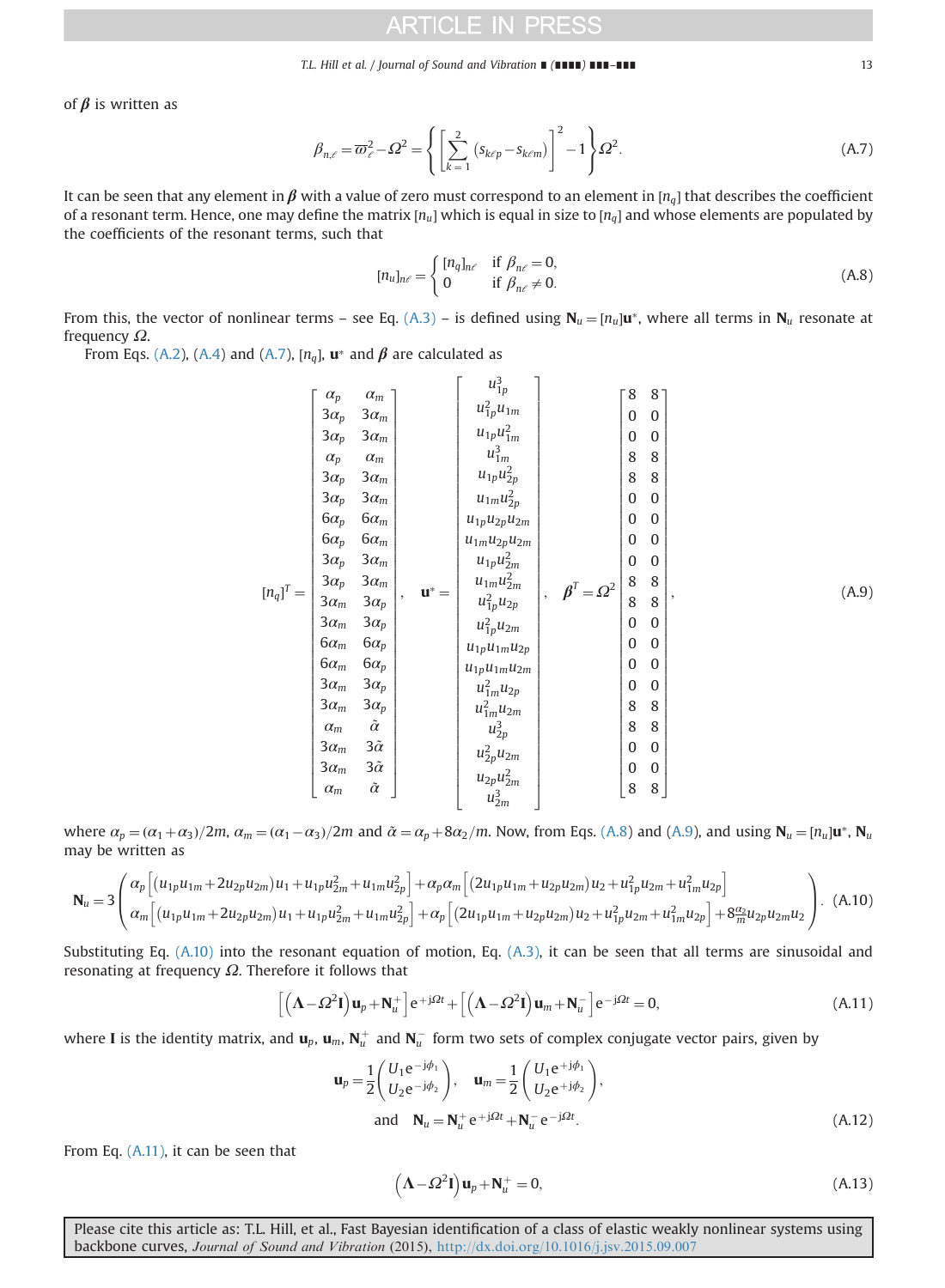of $\boldsymbol{\beta}$ is written as

$$\beta_{n,\ell} = \varpi_\ell^2 - \Omega^2 = \left\{ \left[ \sum_{k=1}^{2} \left( s_{k\ell p} - s_{k\ell m} \right) \right]^2 - 1 \right\} \Omega^2. \tag{A.7}$$

It can be seen that any element in $\boldsymbol{\beta}$ with a value of zero must correspond to an element in $[n_q]$ that describes the coefficient of a resonant term. Hence, one may define the matrix $[n_u]$ which is equal in size to $[n_q]$ and whose elements are populated by the coefficients of the resonant terms, such that

$$[n_u]_{n\ell} = \begin{cases} [n_q]_{n\ell} & \text{if } \beta_{n\ell} = 0, \\ 0 & \text{if } \beta_{n\ell} \neq 0. \end{cases} \tag{A.8}$$

From this, the vector of nonlinear terms – see Eq. (A.3) – is defined using $\mathbf{N}_u = [n_u]\mathbf{u}^*$, where all terms in $\mathbf{N}_u$ resonate at frequency $\Omega$.

From Eqs. (A.2), (A.4) and (A.7), $[n_q]$, $\mathbf{u}^*$ and $\boldsymbol{\beta}$ are calculated as

$$[n_q]^T = \begin{bmatrix} \alpha_p & \alpha_m \\ 3\alpha_p & 3\alpha_m \\ 3\alpha_p & 3\alpha_m \\ \alpha_p & \alpha_m \\ 3\alpha_p & 3\alpha_m \\ 3\alpha_p & 3\alpha_m \\ 6\alpha_p & 6\alpha_m \\ 6\alpha_p & 6\alpha_m \\ 3\alpha_p & 3\alpha_m \\ 3\alpha_p & 3\alpha_m \\ 3\alpha_m & 3\alpha_p \\ 3\alpha_m & 3\alpha_p \\ 6\alpha_m & 6\alpha_p \\ 6\alpha_m & 6\alpha_p \\ 3\alpha_m & 3\alpha_p \\ 3\alpha_m & 3\alpha_p \\ \alpha_m & \tilde{\alpha} \\ 3\alpha_m & 3\tilde{\alpha} \\ 3\alpha_m & 3\tilde{\alpha} \\ \alpha_m & \tilde{\alpha} \end{bmatrix}, \quad \mathbf{u}^* = \begin{bmatrix} u_{1p}^3 \\ u_{1p}^2 u_{1m} \\ u_{1p} u_{1m}^2 \\ u_{1m}^3 \\ u_{1p} u_{2p}^2 \\ u_{1m} u_{2p}^2 \\ u_{1p} u_{2p} u_{2m} \\ u_{1m} u_{2p} u_{2m} \\ u_{1p} u_{2m}^2 \\ u_{1m} u_{2m}^2 \\ u_{1p}^2 u_{2p} \\ u_{1p}^2 u_{2m} \\ u_{1p} u_{1m} u_{2p} \\ u_{1p} u_{1m} u_{2m} \\ u_{1m}^2 u_{2p} \\ u_{1m}^2 u_{2m} \\ u_{2p}^3 \\ u_{2p}^2 u_{2m} \\ u_{2p} u_{2m}^2 \\ u_{2m}^3 \end{bmatrix}, \quad \boldsymbol{\beta}^T = \Omega^2 \begin{bmatrix} 8 & 8 \\ 0 & 0 \\ 0 & 0 \\ 8 & 8 \\ 8 & 8 \\ 0 & 0 \\ 0 & 0 \\ 0 & 0 \\ 0 & 0 \\ 8 & 8 \\ 8 & 8 \\ 0 & 0 \\ 0 & 0 \\ 0 & 0 \\ 0 & 0 \\ 8 & 8 \\ 8 & 8 \\ 0 & 0 \\ 0 & 0 \\ 8 & 8 \end{bmatrix}, \tag{A.9}$$

where $\alpha_p = (\alpha_1 + \alpha_3)/2m$, $\alpha_m = (\alpha_1 - \alpha_3)/2m$ and $\tilde{\alpha} = \alpha_p + 8\alpha_2/m$. Now, from Eqs. (A.8) and (A.9), and using $\mathbf{N}_u = [n_u]\mathbf{u}^*$, $\mathbf{N}_u$ may be written as

$$\mathbf{N}_u = 3 \begin{pmatrix} \alpha_p \left[ \left( u_{1p}u_{1m} + 2u_{2p}u_{2m} \right) u_1 + u_{1p}u_{2m}^2 + u_{1m}u_{2p}^2 \right] + \alpha_p\alpha_m \left[ \left( 2u_{1p}u_{1m} + u_{2p}u_{2m} \right) u_2 + u_{1p}^2 u_{2m} + u_{1m}^2 u_{2p} \right] \\ \alpha_m \left[ \left( u_{1p}u_{1m} + 2u_{2p}u_{2m} \right) u_1 + u_{1p}u_{2m}^2 + u_{1m}u_{2p}^2 \right] + \alpha_p \left[ \left( 2u_{1p}u_{1m} + u_{2p}u_{2m} \right) u_2 + u_{1p}^2 u_{2m} + u_{1m}^2 u_{2p} \right] + 8\frac{\alpha_2}{m} u_{2p}u_{2m}u_2 \end{pmatrix}. \tag{A.10}$$

Substituting Eq. (A.10) into the resonant equation of motion, Eq. (A.3), it can be seen that all terms are sinusoidal and resonating at frequency $\Omega$. Therefore it follows that

$$\left[ \left( \boldsymbol{\Lambda} - \Omega^2 \mathbf{I} \right) \mathbf{u}_p + \mathbf{N}_u^+ \right] \mathrm{e}^{+\mathrm{j}\Omega t} + \left[ \left( \boldsymbol{\Lambda} - \Omega^2 \mathbf{I} \right) \mathbf{u}_m + \mathbf{N}_u^- \right] \mathrm{e}^{-\mathrm{j}\Omega t} = 0, \tag{A.11}$$

where $\mathbf{I}$ is the identity matrix, and $\mathbf{u}_p$, $\mathbf{u}_m$, $\mathbf{N}_u^+$ and $\mathbf{N}_u^-$ form two sets of complex conjugate vector pairs, given by

$$\mathbf{u}_p = \frac{1}{2} \begin{pmatrix} U_1 \mathrm{e}^{-\mathrm{j}\phi_1} \\ U_2 \mathrm{e}^{-\mathrm{j}\phi_2} \end{pmatrix}, \quad \mathbf{u}_m = \frac{1}{2} \begin{pmatrix} U_1 \mathrm{e}^{+\mathrm{j}\phi_1} \\ U_2 \mathrm{e}^{+\mathrm{j}\phi_2} \end{pmatrix},$$

$$\text{and} \quad \mathbf{N}_u = \mathbf{N}_u^+ \mathrm{e}^{+\mathrm{j}\Omega t} + \mathbf{N}_u^- \mathrm{e}^{-\mathrm{j}\Omega t}. \tag{A.12}$$

From Eq. (A.11), it can be seen that

$$\left( \boldsymbol{\Lambda} - \Omega^2 \mathbf{I} \right) \mathbf{u}_p + \mathbf{N}_u^+ = 0, \tag{A.13}$$

Please cite this article as: T.L. Hill, et al., Fast Bayesian identification of a class of elastic weakly nonlinear systems using backbone curves, *Journal of Sound and Vibration* (2015), http://dx.doi.org/10.1016/j.jsv.2015.09.007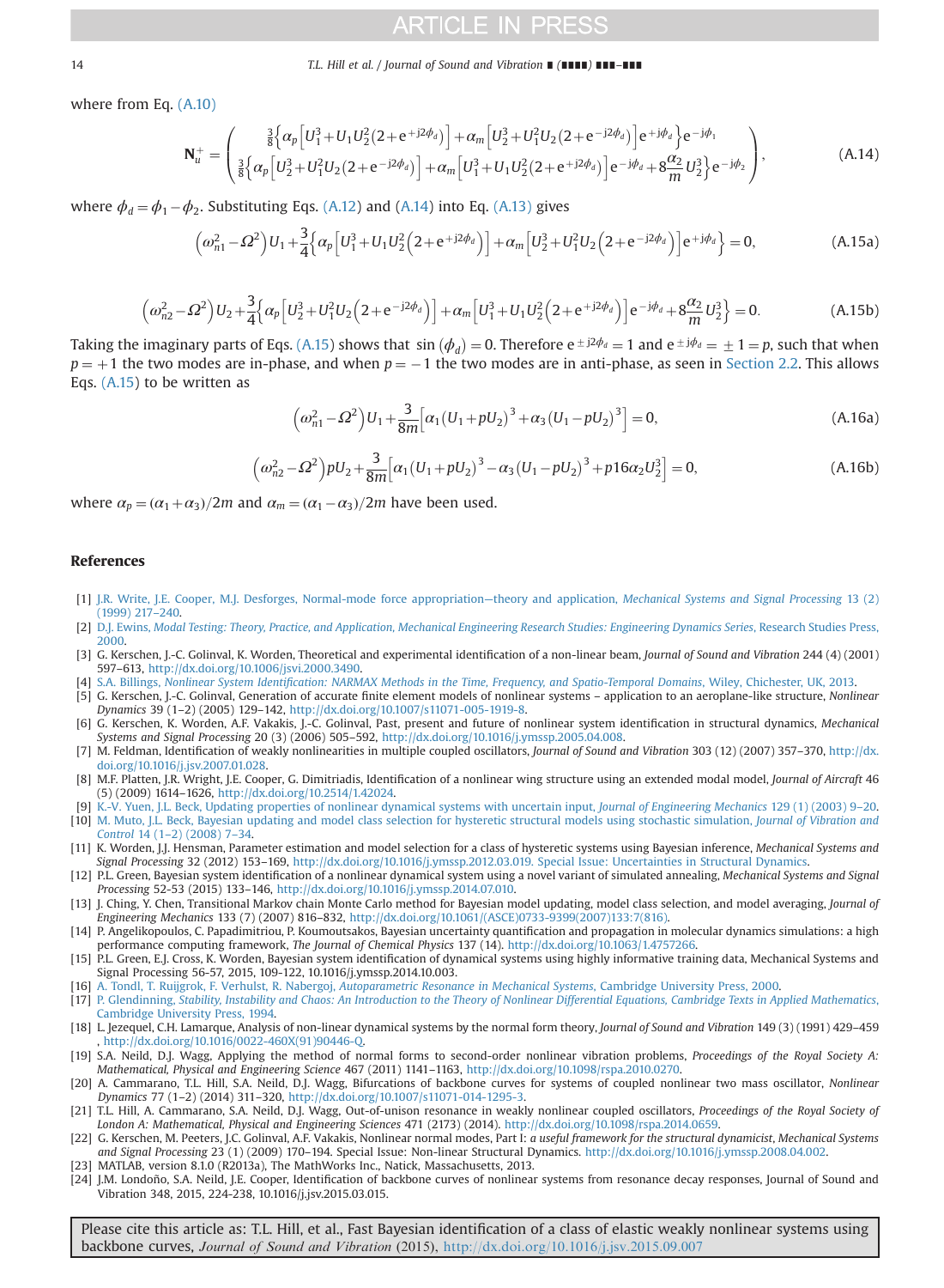where from Eq. (A.10)

$$\mathbf{N}_u^+ = \begin{pmatrix} \frac{3}{8}\Big\{\alpha_p\Big[U_1^3 + U_1U_2^2(2+\mathrm{e}^{+\mathrm{j}2\phi_d})\Big] + \alpha_m\Big[U_2^3 + U_1^2U_2(2+\mathrm{e}^{-\mathrm{j}2\phi_d})\Big]\mathrm{e}^{+\mathrm{j}\phi_d}\Big\}\mathrm{e}^{-\mathrm{j}\phi_1} \\ \frac{3}{8}\Big\{\alpha_p\Big[U_2^3 + U_1^2U_2(2+\mathrm{e}^{-\mathrm{j}2\phi_d})\Big] + \alpha_m\Big[U_1^3 + U_1U_2^2(2+\mathrm{e}^{+\mathrm{j}2\phi_d})\Big]\mathrm{e}^{-\mathrm{j}\phi_d} + 8\frac{\alpha_2}{m}U_2^3\Big\}\mathrm{e}^{-\mathrm{j}\phi_2} \end{pmatrix}, \tag{A.14}$$

where $\phi_d = \phi_1 - \phi_2$. Substituting Eqs. (A.12) and (A.14) into Eq. (A.13) gives

$$\left(\omega_{n1}^2 - \Omega^2\right)U_1 + \frac{3}{4}\Big\{\alpha_p\Big[U_1^3 + U_1U_2^2\Big(2+\mathrm{e}^{+\mathrm{j}2\phi_d}\Big)\Big] + \alpha_m\Big[U_2^3 + U_1^2U_2\Big(2+\mathrm{e}^{-\mathrm{j}2\phi_d}\Big)\Big]\mathrm{e}^{+\mathrm{j}\phi_d}\Big\} = 0, \tag{A.15a}$$

$$\left(\omega_{n2}^2 - \Omega^2\right)U_2 + \frac{3}{4}\Big\{\alpha_p\Big[U_2^3 + U_1^2U_2\Big(2+\mathrm{e}^{-\mathrm{j}2\phi_d}\Big)\Big] + \alpha_m\Big[U_1^3 + U_1U_2^2\Big(2+\mathrm{e}^{+\mathrm{j}2\phi_d}\Big)\Big]\mathrm{e}^{-\mathrm{j}\phi_d} + 8\frac{\alpha_2}{m}U_2^3\Big\} = 0. \tag{A.15b}$$

Taking the imaginary parts of Eqs. (A.15) shows that $\sin(\phi_d) = 0$. Therefore $\mathrm{e}^{\pm\mathrm{j}2\phi_d} = 1$ and $\mathrm{e}^{\pm\mathrm{j}\phi_d} = \pm 1 = p$, such that when $p = +1$ the two modes are in-phase, and when $p = -1$ the two modes are in anti-phase, as seen in Section 2.2. This allows Eqs. (A.15) to be written as

$$\left(\omega_{n1}^2 - \Omega^2\right)U_1 + \frac{3}{8m}\Big[\alpha_1(U_1 + pU_2)^3 + \alpha_3(U_1 - pU_2)^3\Big] = 0, \tag{A.16a}$$

$$\left(\omega_{n2}^2 - \Omega^2\right)pU_2 + \frac{3}{8m}\Big[\alpha_1(U_1 + pU_2)^3 - \alpha_3(U_1 - pU_2)^3 + p16\alpha_2U_2^3\Big] = 0, \tag{A.16b}$$

where $\alpha_p = (\alpha_1 + \alpha_3)/2m$ and $\alpha_m = (\alpha_1 - \alpha_3)/2m$ have been used.

## References

[1] J.R. Write, J.E. Cooper, M.J. Desforges, Normal-mode force appropriation—theory and application, *Mechanical Systems and Signal Processing* 13 (2) (1999) 217–240.

[2] D.J. Ewins, *Modal Testing: Theory, Practice, and Application, Mechanical Engineering Research Studies: Engineering Dynamics Series*, Research Studies Press, 2000.

[3] G. Kerschen, J.-C. Golinval, K. Worden, Theoretical and experimental identification of a non-linear beam, *Journal of Sound and Vibration* 244 (4) (2001) 597–613, http://dx.doi.org/10.1006/jsvi.2000.3490.

[4] S.A. Billings, *Nonlinear System Identification: NARMAX Methods in the Time, Frequency, and Spatio-Temporal Domains*, Wiley, Chichester, UK, 2013.

[5] G. Kerschen, J.-C. Golinval, Generation of accurate finite element models of nonlinear systems – application to an aeroplane-like structure, *Nonlinear Dynamics* 39 (1–2) (2005) 129–142, http://dx.doi.org/10.1007/s11071-005-1919-8.

[6] G. Kerschen, K. Worden, A.F. Vakakis, J.-C. Golinval, Past, present and future of nonlinear system identification in structural dynamics, *Mechanical Systems and Signal Processing* 20 (3) (2006) 505–592, http://dx.doi.org/10.1016/j.ymssp.2005.04.008.

[7] M. Feldman, Identification of weakly nonlinearities in multiple coupled oscillators, *Journal of Sound and Vibration* 303 (12) (2007) 357–370, http://dx.doi.org/10.1016/j.jsv.2007.01.028.

[8] M.F. Platten, J.R. Wright, J.E. Cooper, G. Dimitriadis, Identification of a nonlinear wing structure using an extended model, *Journal of Aircraft* 46 (5) (2009) 1614–1626, http://dx.doi.org/10.2514/1.42024.

[9] K.-V. Yuen, J.L. Beck, Updating properties of nonlinear dynamical systems with uncertain input, *Journal of Engineering Mechanics* 129 (1) (2003) 9–20.

[10] M. Muto, J.L. Beck, Bayesian updating and model class selection for hysteretic structural models using stochastic simulation, *Journal of Vibration and Control* 14 (1–2) (2008) 7–34.

[11] K. Worden, J.J. Hensman, Parameter estimation and model selection for a class of hysteretic systems using Bayesian inference, *Mechanical Systems and Signal Processing* 32 (2012) 153–169, http://dx.doi.org/10.1016/j.ymssp.2012.03.019. Special Issue: Uncertainties in Structural Dynamics.

[12] P.L. Green, Bayesian system identification of a nonlinear dynamical system using a novel variant of simulated annealing, *Mechanical Systems and Signal Processing* 52-53 (2015) 133–146, http://dx.doi.org/10.1016/j.ymssp.2014.07.010.

[13] J. Ching, Y. Chen, Transitional Markov chain Monte Carlo method for Bayesian model updating, model class selection, and model averaging, *Journal of Engineering Mechanics* 133 (7) (2007) 816–832, http://dx.doi.org/10.1061/(ASCE)0733-9399(2007)133:7(816).

[14] P. Angelikopoulos, C. Papadimitriou, P. Koumoutsakos, Bayesian uncertainty quantification and propagation in molecular dynamics simulations: a high performance computing framework, *The Journal of Chemical Physics* 137 (14). http://dx.doi.org/10.1063/1.4757266.

[15] P.L. Green, E.J. Cross, K. Worden, Bayesian system identification of dynamical systems using highly informative training data, Mechanical Systems and Signal Processing 56-57, 2015, 109-122, 10.1016/j.ymssp.2014.10.003.

[16] A. Tondl, T. Ruijgrok, F. Verhulst, R. Nabergoj, *Autoparametric Resonance in Mechanical Systems*, Cambridge University Press, 2000.

[17] P. Glendinning, *Stability, Instability and Chaos: An Introduction to the Theory of Nonlinear Differential Equations, Cambridge Texts in Applied Mathematics*, Cambridge University Press, 1994.

[18] L. Jezequel, C.H. Lamarque, Analysis of non-linear dynamical systems by the normal form theory, *Journal of Sound and Vibration* 149 (3) (1991) 429–459, http://dx.doi.org/10.1016/0022-460X(91)90446-Q.

[19] S.A. Neild, D.J. Wagg, Applying the method of normal forms to second-order nonlinear vibration problems, *Proceedings of the Royal Society A: Mathematical, Physical and Engineering Science* 467 (2011) 1141–1163, http://dx.doi.org/10.1098/rspa.2010.0270.

[20] A. Cammarano, T.L. Hill, S.A. Neild, D.J. Wagg, Bifurcations of backbone curves for systems of coupled nonlinear two mass oscillator, *Nonlinear Dynamics* 77 (1–2) (2014) 311–320, http://dx.doi.org/10.1007/s11071-014-1295-3.

[21] T.L. Hill, A. Cammarano, S.A. Neild, D.J. Wagg, Out-of-unison resonance in weakly nonlinear coupled oscillators, *Proceedings of the Royal Society of London A: Mathematical, Physical and Engineering Sciences* 471 (2173) (2014). http://dx.doi.org/10.1098/rspa.2014.0659.

[22] G. Kerschen, M. Peeters, J.C. Golinval, A.F. Vakakis, Nonlinear normal modes, Part I: *a useful framework for the structural dynamicist*, *Mechanical Systems and Signal Processing* 23 (1) (2009) 170–194. Special Issue: Non-linear Structural Dynamics. http://dx.doi.org/10.1016/j.ymssp.2008.04.002.

[23] MATLAB, version 8.1.0 (R2013a), The MathWorks Inc., Natick, Massachusetts, 2013.

[24] J.M. Londoño, S.A. Neild, J.E. Cooper, Identification of backbone curves of nonlinear systems from resonance decay responses, Journal of Sound and Vibration 348, 2015, 224-238, 10.1016/j.jsv.2015.03.015.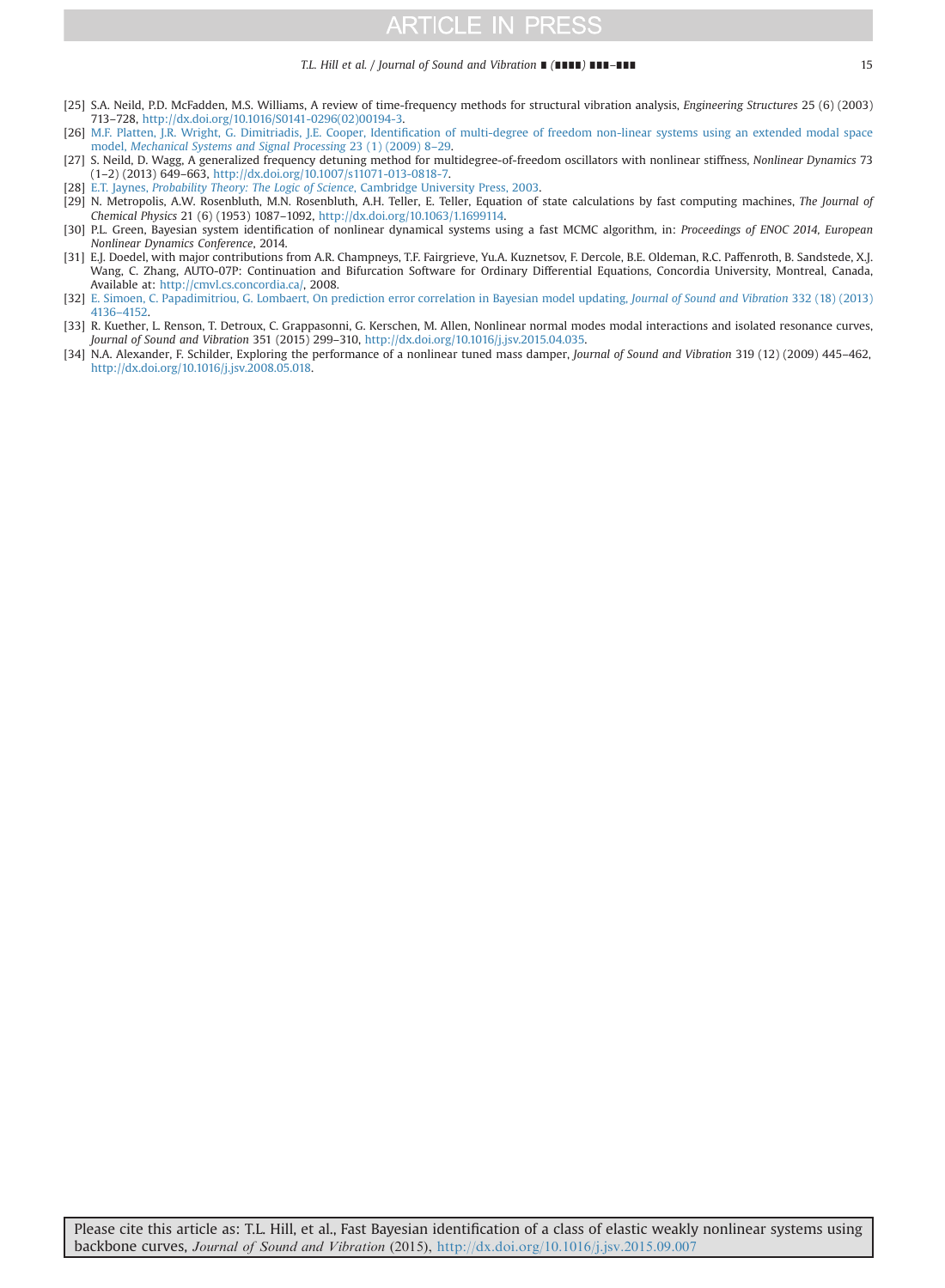[25] S.A. Neild, P.D. McFadden, M.S. Williams, A review of time-frequency methods for structural vibration analysis, *Engineering Structures* 25 (6) (2003) 713–728, http://dx.doi.org/10.1016/S0141-0296(02)00194-3.

[26] M.F. Platten, J.R. Wright, G. Dimitriadis, J.E. Cooper, Identification of multi-degree of freedom non-linear systems using an extended modal space model, *Mechanical Systems and Signal Processing* 23 (1) (2009) 8–29.

[27] S. Neild, D. Wagg, A generalized frequency detuning method for multidegree-of-freedom oscillators with nonlinear stiffness, *Nonlinear Dynamics* 73 (1–2) (2013) 649–663, http://dx.doi.org/10.1007/s11071-013-0818-7.

[28] E.T. Jaynes, *Probability Theory: The Logic of Science*, Cambridge University Press, 2003.

[29] N. Metropolis, A.W. Rosenbluth, M.N. Rosenbluth, A.H. Teller, E. Teller, Equation of state calculations by fast computing machines, *The Journal of Chemical Physics* 21 (6) (1953) 1087–1092, http://dx.doi.org/10.1063/1.1699114.

[30] P.L. Green, Bayesian system identification of nonlinear dynamical systems using a fast MCMC algorithm, in: *Proceedings of ENOC 2014, European Nonlinear Dynamics Conference*, 2014.

[31] E.J. Doedel, with major contributions from A.R. Champneys, T.F. Fairgrieve, Yu.A. Kuznetsov, F. Dercole, B.E. Oldeman, R.C. Paffenroth, B. Sandstede, X.J. Wang, C. Zhang, AUTO-07P: Continuation and Bifurcation Software for Ordinary Differential Equations, Concordia University, Montreal, Canada, Available at: http://cmvl.cs.concordia.ca/, 2008.

[32] E. Simoen, C. Papadimitriou, G. Lombaert, On prediction error correlation in Bayesian model updating, *Journal of Sound and Vibration* 332 (18) (2013) 4136–4152.

[33] R. Kuether, L. Renson, T. Detroux, C. Grappasonni, G. Kerschen, M. Allen, Nonlinear normal modes modal interactions and isolated resonance curves, *Journal of Sound and Vibration* 351 (2015) 299–310, http://dx.doi.org/10.1016/j.jsv.2015.04.035.

[34] N.A. Alexander, F. Schilder, Exploring the performance of a nonlinear tuned mass damper, *Journal of Sound and Vibration* 319 (12) (2009) 445–462, http://dx.doi.org/10.1016/j.jsv.2008.05.018.